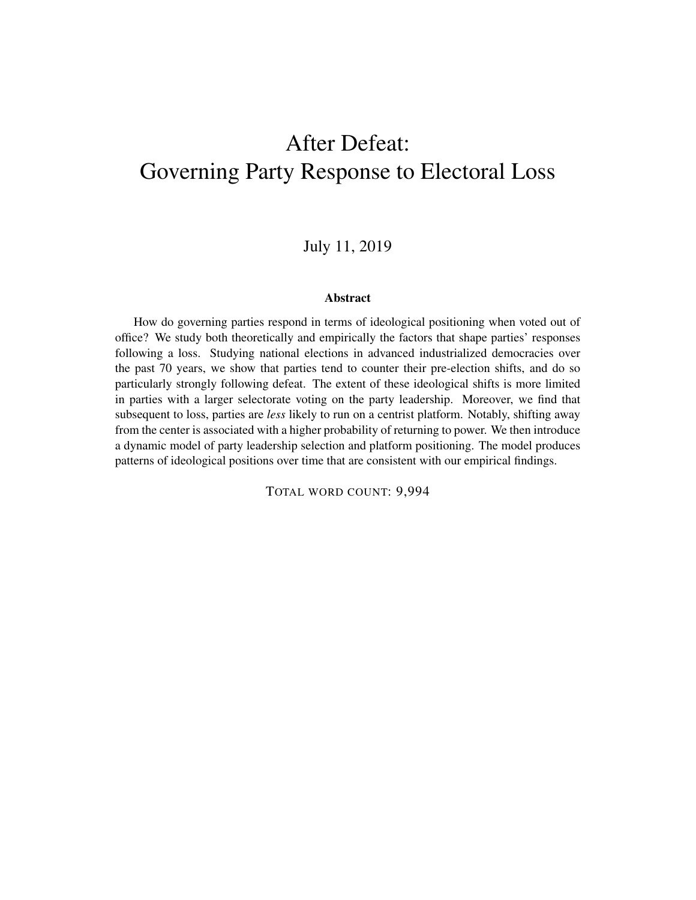# After Defeat: Governing Party Response to Electoral Loss

July 11, 2019

**Abstract**

How do governing parties respond in terms of ideological positioning when voted out of office? We study both theoretically and empirically the factors that shape parties' responses following a loss. Studying national elections in advanced industrialized democracies over the past 70 years, we show that parties tend to counter their pre-election shifts, and do so particularly strongly following defeat. The extent of these ideological shifts is more limited in parties with a larger selectorate voting on the party leadership. Moreover, we find that subsequent to loss, parties are *less* likely to run on a centrist platform. Notably, shifting away from the center is associated with a higher probability of returning to power. We then introduce a dynamic model of party leadership selection and platform positioning. The model produces patterns of ideological positions over time that are consistent with our empirical findings.

TOTAL WORD COUNT: 9,994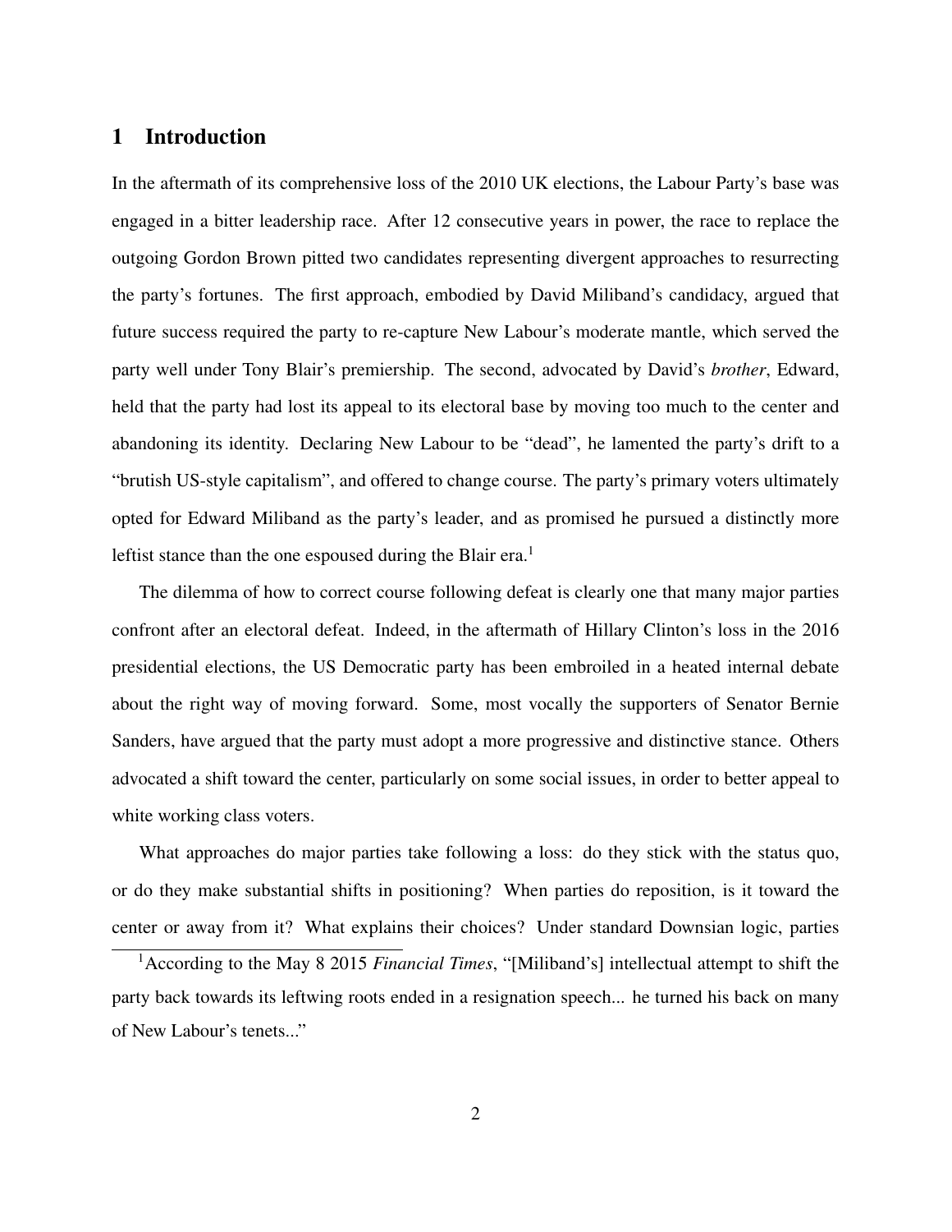## 1 Introduction

In the aftermath of its comprehensive loss of the 2010 UK elections, the Labour Party's base was engaged in a bitter leadership race. After 12 consecutive years in power, the race to replace the outgoing Gordon Brown pitted two candidates representing divergent approaches to resurrecting the party's fortunes. The first approach, embodied by David Miliband's candidacy, argued that future success required the party to re-capture New Labour's moderate mantle, which served the party well under Tony Blair's premiership. The second, advocated by David's *brother*, Edward, held that the party had lost its appeal to its electoral base by moving too much to the center and abandoning its identity. Declaring New Labour to be "dead", he lamented the party's drift to a "brutish US-style capitalism", and offered to change course. The party's primary voters ultimately opted for Edward Miliband as the party's leader, and as promised he pursued a distinctly more leftist stance than the one espoused during the Blair era.[1]

The dilemma of how to correct course following defeat is clearly one that many major parties confront after an electoral defeat. Indeed, in the aftermath of Hillary Clinton's loss in the 2016 presidential elections, the US Democratic party has been embroiled in a heated internal debate about the right way of moving forward. Some, most vocally the supporters of Senator Bernie Sanders, have argued that the party must adopt a more progressive and distinctive stance. Others advocated a shift toward the center, particularly on some social issues, in order to better appeal to white working class voters.

What approaches do major parties take following a loss: do they stick with the status quo, or do they make substantial shifts in positioning? When parties do reposition, is it toward the center or away from it? What explains their choices? Under standard Downsian logic, parties

[1] According to the May 8 2015 *Financial Times*, "[Miliband's] intellectual attempt to shift the party back towards its leftwing roots ended in a resignation speech... he turned his back on many of New Labour's tenets..."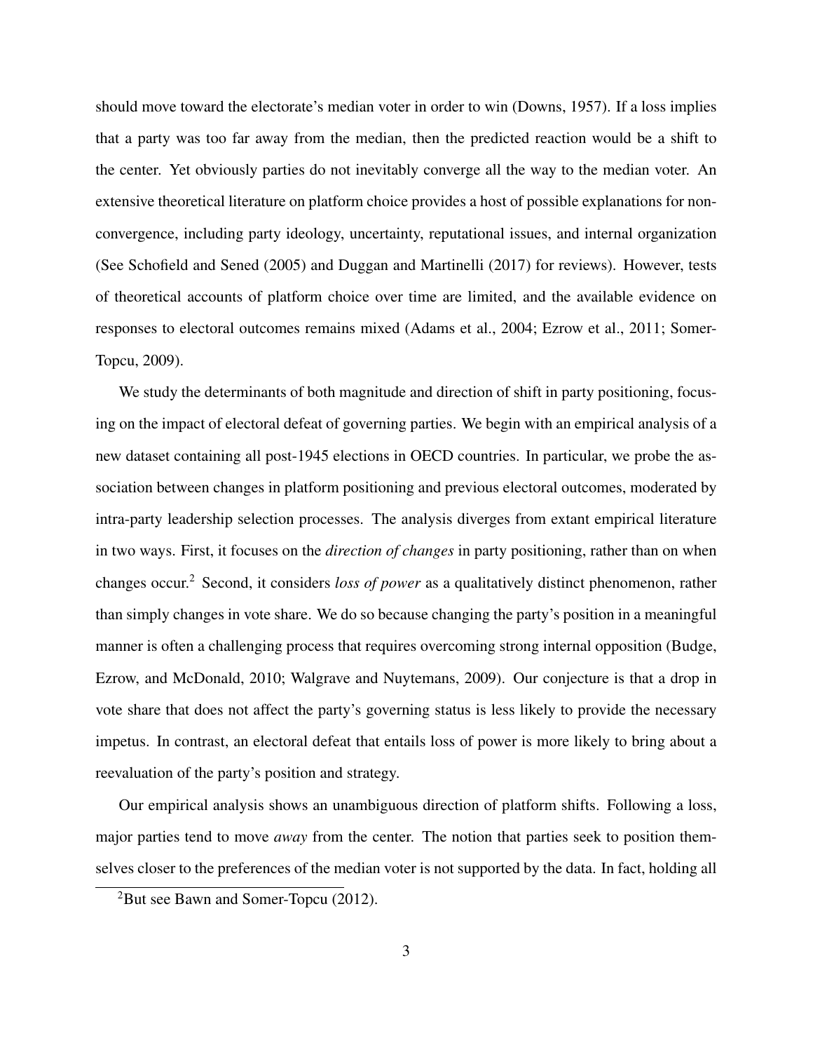should move toward the electorate's median voter in order to win (Downs, 1957). If a loss implies that a party was too far away from the median, then the predicted reaction would be a shift to the center. Yet obviously parties do not inevitably converge all the way to the median voter. An extensive theoretical literature on platform choice provides a host of possible explanations for non-convergence, including party ideology, uncertainty, reputational issues, and internal organization (See Schofield and Sened (2005) and Duggan and Martinelli (2017) for reviews). However, tests of theoretical accounts of platform choice over time are limited, and the available evidence on responses to electoral outcomes remains mixed (Adams et al., 2004; Ezrow et al., 2011; Somer-Topcu, 2009).

We study the determinants of both magnitude and direction of shift in party positioning, focusing on the impact of electoral defeat of governing parties. We begin with an empirical analysis of a new dataset containing all post-1945 elections in OECD countries. In particular, we probe the association between changes in platform positioning and previous electoral outcomes, moderated by intra-party leadership selection processes. The analysis diverges from extant empirical literature in two ways. First, it focuses on the *direction of changes* in party positioning, rather than on when changes occur.[2] Second, it considers *loss of power* as a qualitatively distinct phenomenon, rather than simply changes in vote share. We do so because changing the party's position in a meaningful manner is often a challenging process that requires overcoming strong internal opposition (Budge, Ezrow, and McDonald, 2010; Walgrave and Nuytemans, 2009). Our conjecture is that a drop in vote share that does not affect the party's governing status is less likely to provide the necessary impetus. In contrast, an electoral defeat that entails loss of power is more likely to bring about a reevaluation of the party's position and strategy.

Our empirical analysis shows an unambiguous direction of platform shifts. Following a loss, major parties tend to move *away* from the center. The notion that parties seek to position themselves closer to the preferences of the median voter is not supported by the data. In fact, holding all

[2] But see Bawn and Somer-Topcu (2012).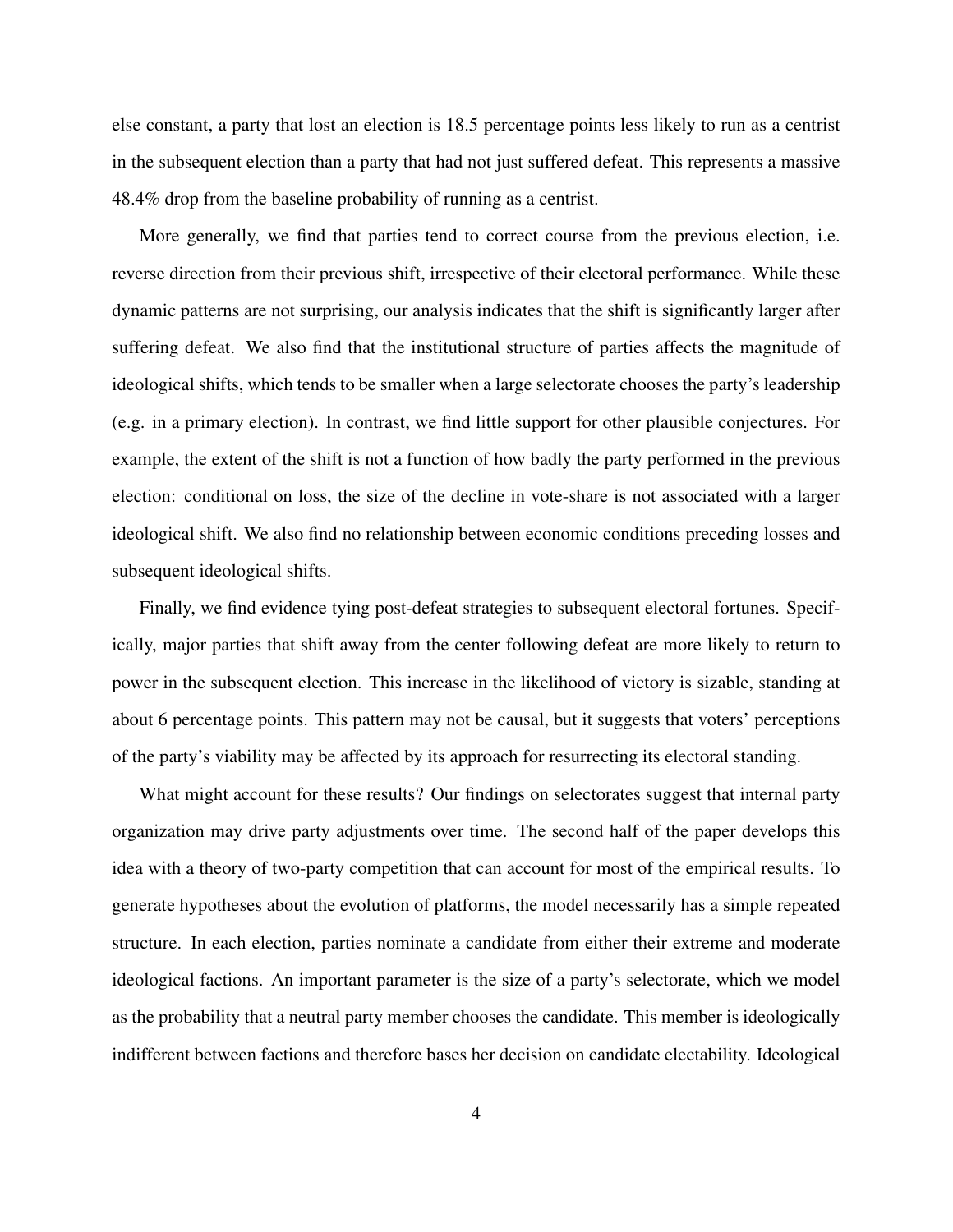else constant, a party that lost an election is 18.5 percentage points less likely to run as a centrist in the subsequent election than a party that had not just suffered defeat. This represents a massive 48.4% drop from the baseline probability of running as a centrist.

More generally, we find that parties tend to correct course from the previous election, i.e. reverse direction from their previous shift, irrespective of their electoral performance. While these dynamic patterns are not surprising, our analysis indicates that the shift is significantly larger after suffering defeat. We also find that the institutional structure of parties affects the magnitude of ideological shifts, which tends to be smaller when a large selectorate chooses the party's leadership (e.g. in a primary election). In contrast, we find little support for other plausible conjectures. For example, the extent of the shift is not a function of how badly the party performed in the previous election: conditional on loss, the size of the decline in vote-share is not associated with a larger ideological shift. We also find no relationship between economic conditions preceding losses and subsequent ideological shifts.

Finally, we find evidence tying post-defeat strategies to subsequent electoral fortunes. Specifically, major parties that shift away from the center following defeat are more likely to return to power in the subsequent election. This increase in the likelihood of victory is sizable, standing at about 6 percentage points. This pattern may not be causal, but it suggests that voters' perceptions of the party's viability may be affected by its approach for resurrecting its electoral standing.

What might account for these results? Our findings on selectorates suggest that internal party organization may drive party adjustments over time. The second half of the paper develops this idea with a theory of two-party competition that can account for most of the empirical results. To generate hypotheses about the evolution of platforms, the model necessarily has a simple repeated structure. In each election, parties nominate a candidate from either their extreme and moderate ideological factions. An important parameter is the size of a party's selectorate, which we model as the probability that a neutral party member chooses the candidate. This member is ideologically indifferent between factions and therefore bases her decision on candidate electability. Ideological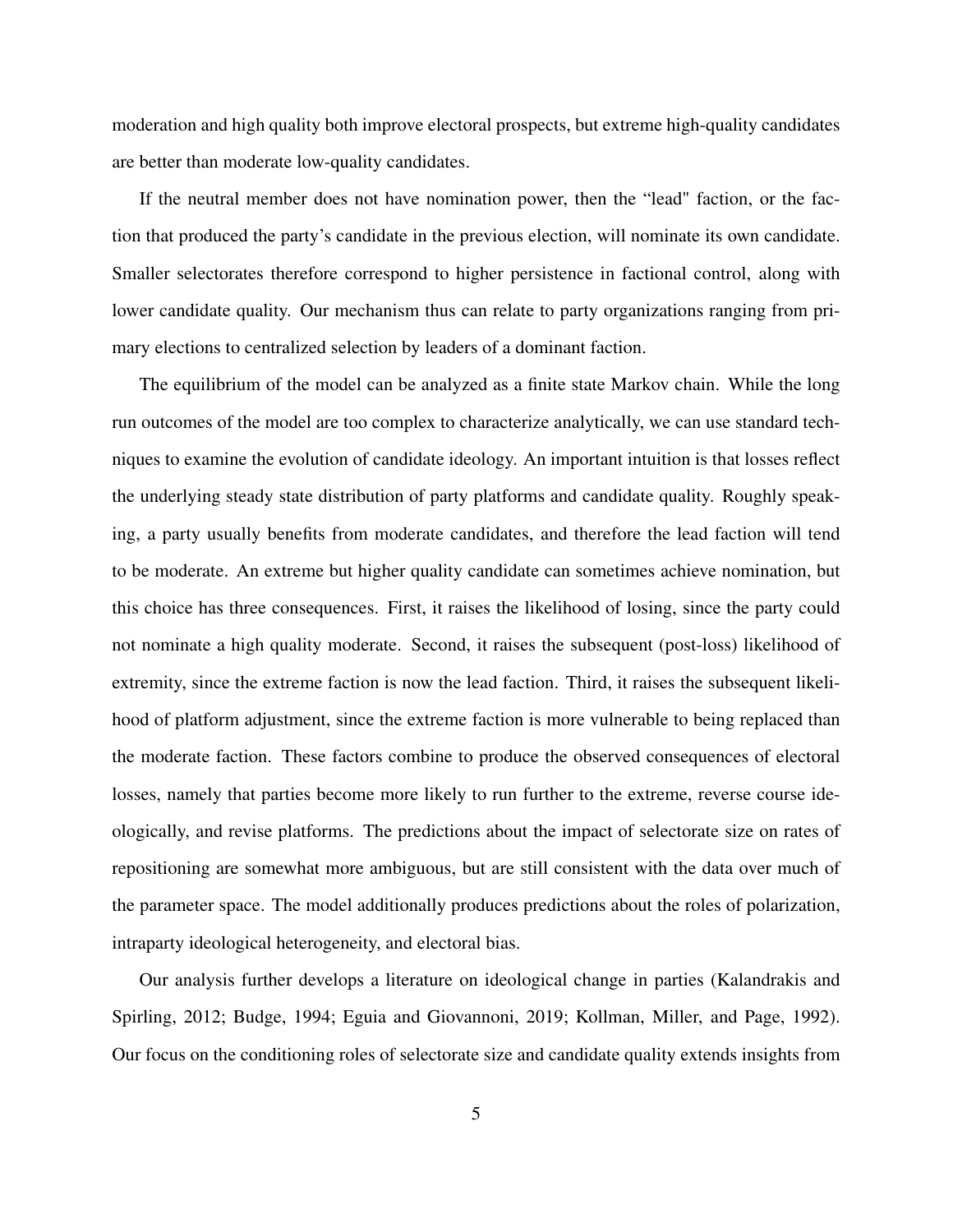moderation and high quality both improve electoral prospects, but extreme high-quality candidates are better than moderate low-quality candidates.

If the neutral member does not have nomination power, then the "lead" faction, or the faction that produced the party's candidate in the previous election, will nominate its own candidate. Smaller selectorates therefore correspond to higher persistence in factional control, along with lower candidate quality. Our mechanism thus can relate to party organizations ranging from primary elections to centralized selection by leaders of a dominant faction.

The equilibrium of the model can be analyzed as a finite state Markov chain. While the long run outcomes of the model are too complex to characterize analytically, we can use standard techniques to examine the evolution of candidate ideology. An important intuition is that losses reflect the underlying steady state distribution of party platforms and candidate quality. Roughly speaking, a party usually benefits from moderate candidates, and therefore the lead faction will tend to be moderate. An extreme but higher quality candidate can sometimes achieve nomination, but this choice has three consequences. First, it raises the likelihood of losing, since the party could not nominate a high quality moderate. Second, it raises the subsequent (post-loss) likelihood of extremity, since the extreme faction is now the lead faction. Third, it raises the subsequent likelihood of platform adjustment, since the extreme faction is more vulnerable to being replaced than the moderate faction. These factors combine to produce the observed consequences of electoral losses, namely that parties become more likely to run further to the extreme, reverse course ideologically, and revise platforms. The predictions about the impact of selectorate size on rates of repositioning are somewhat more ambiguous, but are still consistent with the data over much of the parameter space. The model additionally produces predictions about the roles of polarization, intraparty ideological heterogeneity, and electoral bias.

Our analysis further develops a literature on ideological change in parties (Kalandrakis and Spirling, 2012; Budge, 1994; Eguia and Giovannoni, 2019; Kollman, Miller, and Page, 1992). Our focus on the conditioning roles of selectorate size and candidate quality extends insights from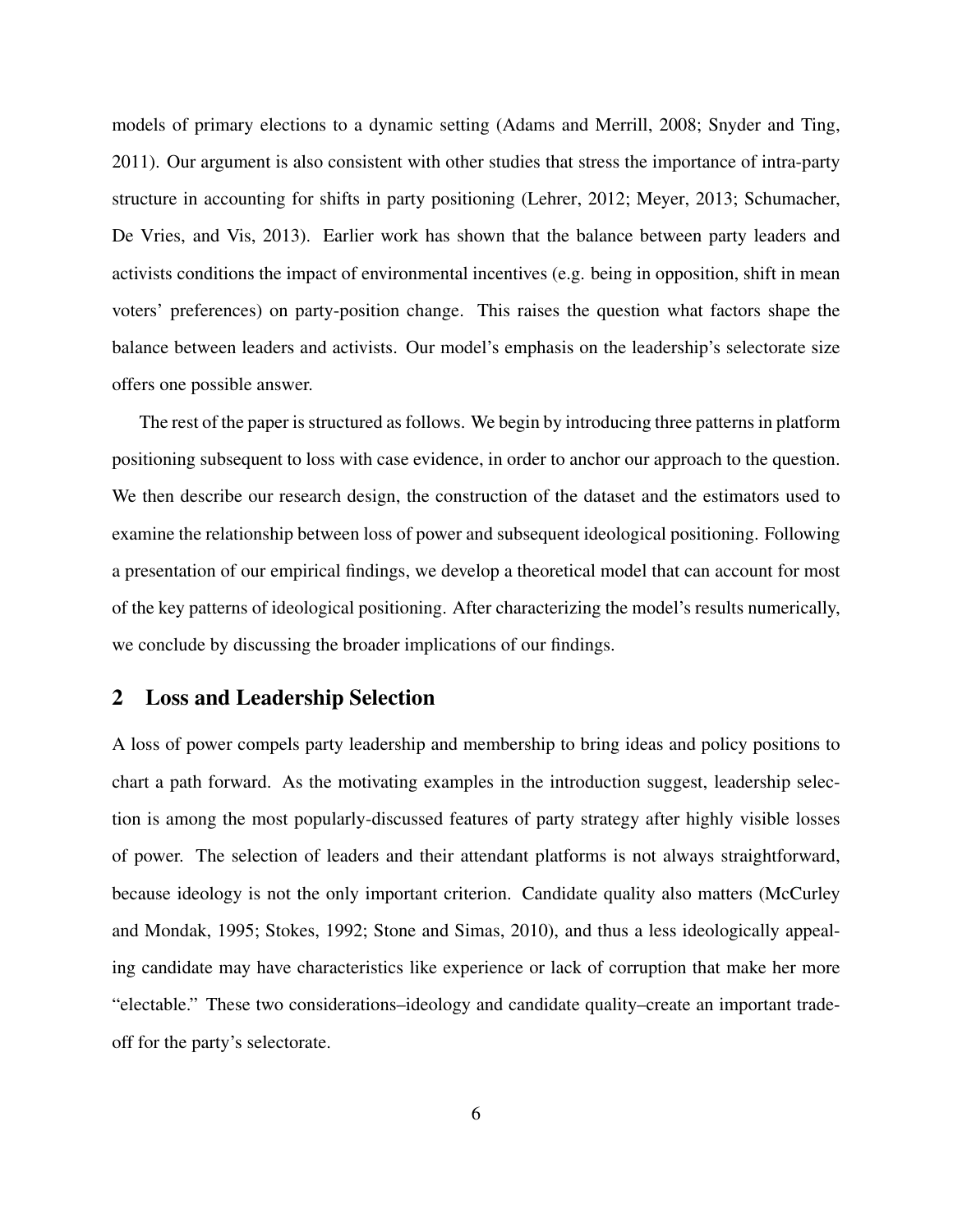models of primary elections to a dynamic setting (Adams and Merrill, 2008; Snyder and Ting, 2011). Our argument is also consistent with other studies that stress the importance of intra-party structure in accounting for shifts in party positioning (Lehrer, 2012; Meyer, 2013; Schumacher, De Vries, and Vis, 2013). Earlier work has shown that the balance between party leaders and activists conditions the impact of environmental incentives (e.g. being in opposition, shift in mean voters' preferences) on party-position change. This raises the question what factors shape the balance between leaders and activists. Our model's emphasis on the leadership's selectorate size offers one possible answer.

The rest of the paper is structured as follows. We begin by introducing three patterns in platform positioning subsequent to loss with case evidence, in order to anchor our approach to the question. We then describe our research design, the construction of the dataset and the estimators used to examine the relationship between loss of power and subsequent ideological positioning. Following a presentation of our empirical findings, we develop a theoretical model that can account for most of the key patterns of ideological positioning. After characterizing the model's results numerically, we conclude by discussing the broader implications of our findings.

## 2 Loss and Leadership Selection

A loss of power compels party leadership and membership to bring ideas and policy positions to chart a path forward. As the motivating examples in the introduction suggest, leadership selection is among the most popularly-discussed features of party strategy after highly visible losses of power. The selection of leaders and their attendant platforms is not always straightforward, because ideology is not the only important criterion. Candidate quality also matters (McCurley and Mondak, 1995; Stokes, 1992; Stone and Simas, 2010), and thus a less ideologically appealing candidate may have characteristics like experience or lack of corruption that make her more "electable." These two considerations–ideology and candidate quality–create an important trade-off for the party's selectorate.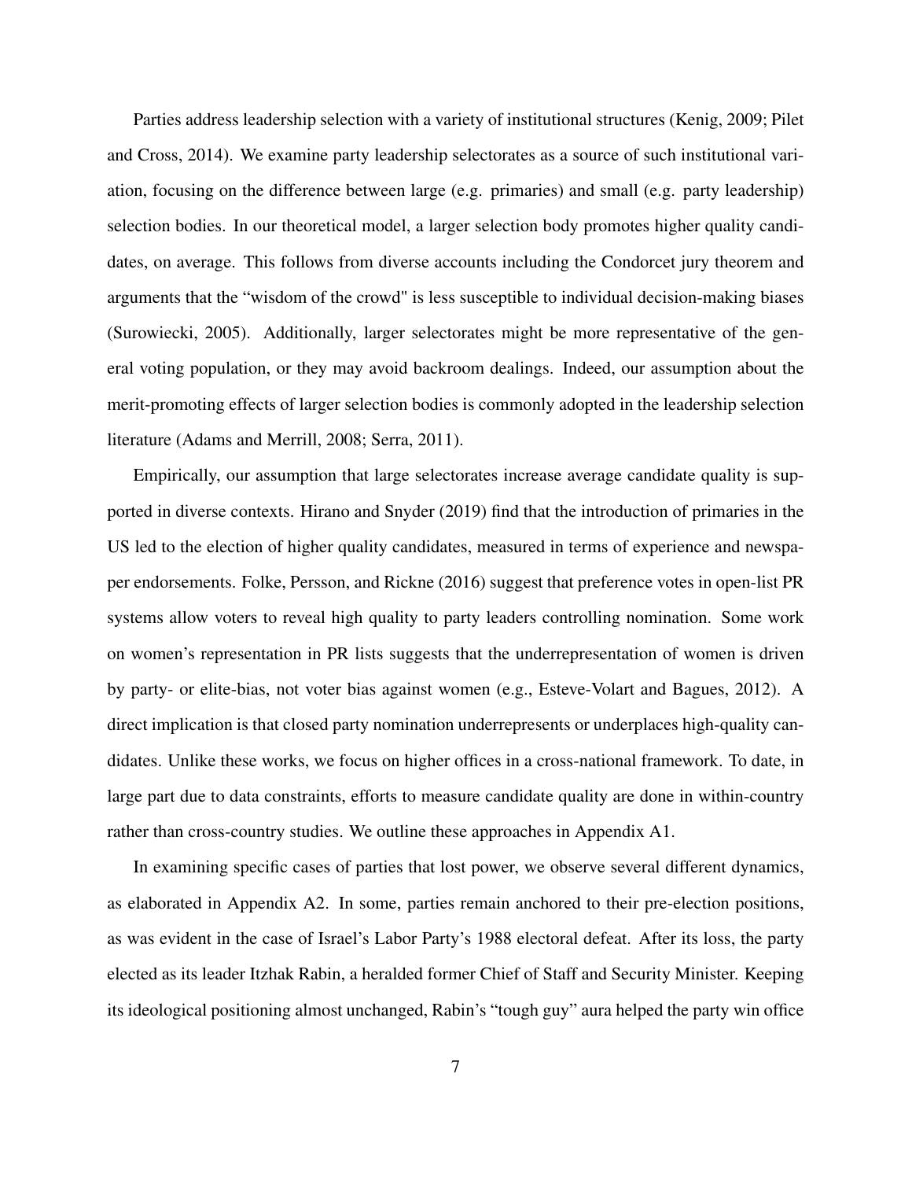Parties address leadership selection with a variety of institutional structures (Kenig, 2009; Pilet and Cross, 2014). We examine party leadership selectorates as a source of such institutional variation, focusing on the difference between large (e.g. primaries) and small (e.g. party leadership) selection bodies. In our theoretical model, a larger selection body promotes higher quality candidates, on average. This follows from diverse accounts including the Condorcet jury theorem and arguments that the "wisdom of the crowd" is less susceptible to individual decision-making biases (Surowiecki, 2005). Additionally, larger selectorates might be more representative of the general voting population, or they may avoid backroom dealings. Indeed, our assumption about the merit-promoting effects of larger selection bodies is commonly adopted in the leadership selection literature (Adams and Merrill, 2008; Serra, 2011).

Empirically, our assumption that large selectorates increase average candidate quality is supported in diverse contexts. Hirano and Snyder (2019) find that the introduction of primaries in the US led to the election of higher quality candidates, measured in terms of experience and newspaper endorsements. Folke, Persson, and Rickne (2016) suggest that preference votes in open-list PR systems allow voters to reveal high quality to party leaders controlling nomination. Some work on women's representation in PR lists suggests that the underrepresentation of women is driven by party- or elite-bias, not voter bias against women (e.g., Esteve-Volart and Bagues, 2012). A direct implication is that closed party nomination underrepresents or underplaces high-quality candidates. Unlike these works, we focus on higher offices in a cross-national framework. To date, in large part due to data constraints, efforts to measure candidate quality are done in within-country rather than cross-country studies. We outline these approaches in Appendix A1.

In examining specific cases of parties that lost power, we observe several different dynamics, as elaborated in Appendix A2. In some, parties remain anchored to their pre-election positions, as was evident in the case of Israel's Labor Party's 1988 electoral defeat. After its loss, the party elected as its leader Itzhak Rabin, a heralded former Chief of Staff and Security Minister. Keeping its ideological positioning almost unchanged, Rabin's "tough guy" aura helped the party win office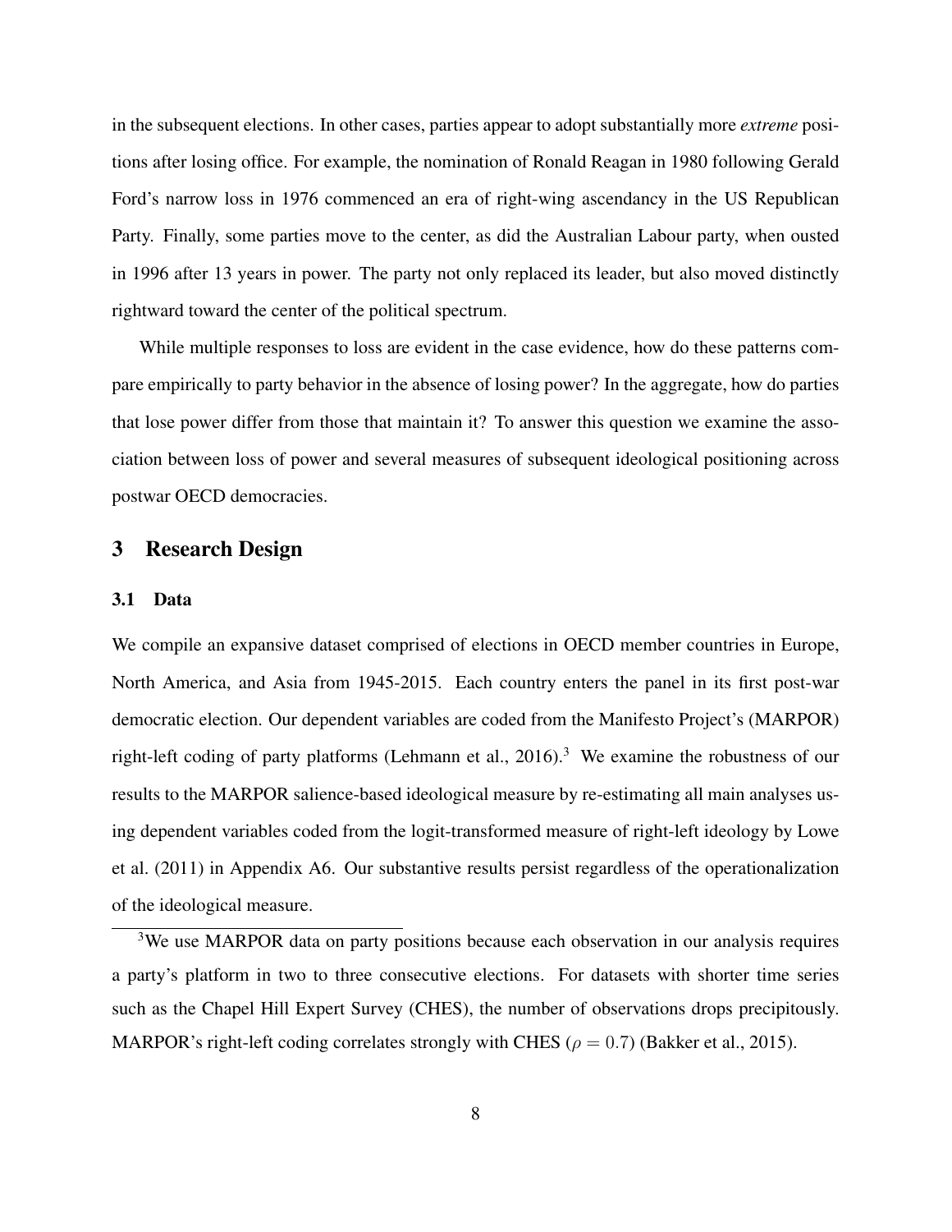in the subsequent elections. In other cases, parties appear to adopt substantially more *extreme* positions after losing office. For example, the nomination of Ronald Reagan in 1980 following Gerald Ford's narrow loss in 1976 commenced an era of right-wing ascendancy in the US Republican Party. Finally, some parties move to the center, as did the Australian Labour party, when ousted in 1996 after 13 years in power. The party not only replaced its leader, but also moved distinctly rightward toward the center of the political spectrum.

While multiple responses to loss are evident in the case evidence, how do these patterns compare empirically to party behavior in the absence of losing power? In the aggregate, how do parties that lose power differ from those that maintain it? To answer this question we examine the association between loss of power and several measures of subsequent ideological positioning across postwar OECD democracies.

## 3 Research Design

### 3.1 Data

We compile an expansive dataset comprised of elections in OECD member countries in Europe, North America, and Asia from 1945-2015. Each country enters the panel in its first post-war democratic election. Our dependent variables are coded from the Manifesto Project's (MARPOR) right-left coding of party platforms (Lehmann et al., 2016).[3] We examine the robustness of our results to the MARPOR salience-based ideological measure by re-estimating all main analyses using dependent variables coded from the logit-transformed measure of right-left ideology by Lowe et al. (2011) in Appendix A6. Our substantive results persist regardless of the operationalization of the ideological measure.

[3]We use MARPOR data on party positions because each observation in our analysis requires a party's platform in two to three consecutive elections. For datasets with shorter time series such as the Chapel Hill Expert Survey (CHES), the number of observations drops precipitously. MARPOR's right-left coding correlates strongly with CHES ($\rho = 0.7$) (Bakker et al., 2015).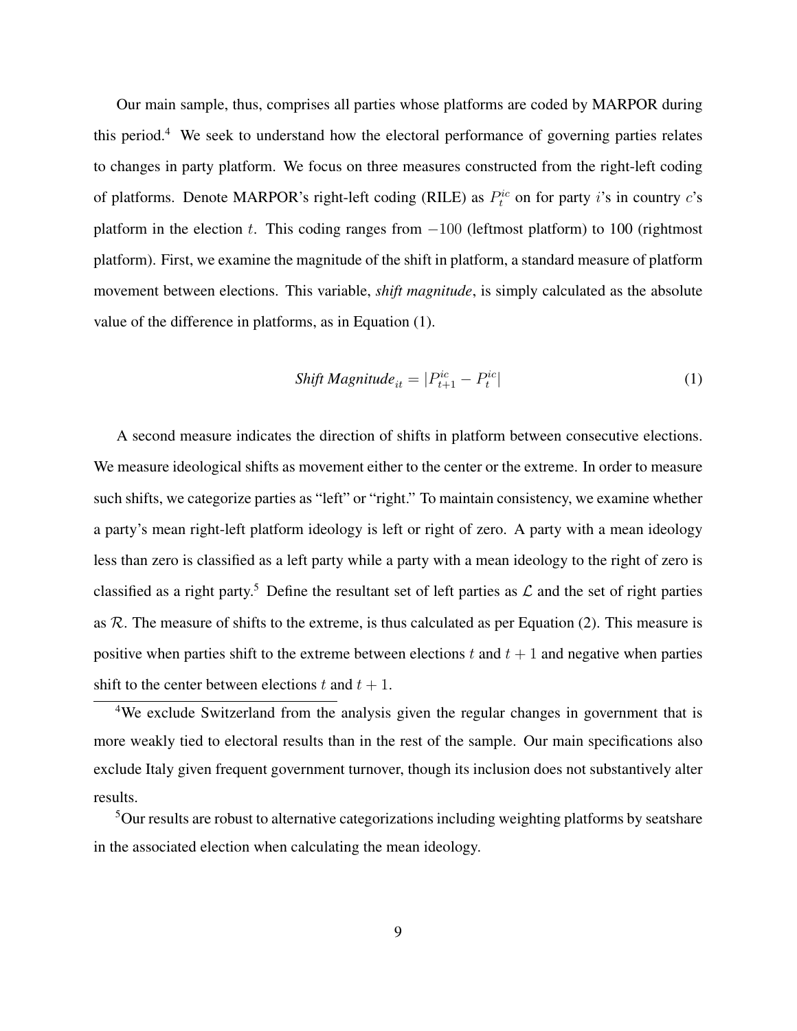Our main sample, thus, comprises all parties whose platforms are coded by MARPOR during this period.[4] We seek to understand how the electoral performance of governing parties relates to changes in party platform. We focus on three measures constructed from the right-left coding of platforms. Denote MARPOR's right-left coding (RILE) as $P_t^{ic}$ on for party $i$'s in country $c$'s platform in the election $t$. This coding ranges from $-100$ (leftmost platform) to 100 (rightmost platform). First, we examine the magnitude of the shift in platform, a standard measure of platform movement between elections. This variable, *shift magnitude*, is simply calculated as the absolute value of the difference in platforms, as in Equation (1).

$$\textit{Shift Magnitude}_{it} = |P_{t+1}^{ic} - P_t^{ic}| \tag{1}$$

A second measure indicates the direction of shifts in platform between consecutive elections. We measure ideological shifts as movement either to the center or the extreme. In order to measure such shifts, we categorize parties as "left" or "right." To maintain consistency, we examine whether a party's mean right-left platform ideology is left or right of zero. A party with a mean ideology less than zero is classified as a left party while a party with a mean ideology to the right of zero is classified as a right party.[5] Define the resultant set of left parties as $\mathcal{L}$ and the set of right parties as $\mathcal{R}$. The measure of shifts to the extreme, is thus calculated as per Equation (2). This measure is positive when parties shift to the extreme between elections $t$ and $t+1$ and negative when parties shift to the center between elections $t$ and $t+1$.

[4] We exclude Switzerland from the analysis given the regular changes in government that is more weakly tied to electoral results than in the rest of the sample. Our main specifications also exclude Italy given frequent government turnover, though its inclusion does not substantively alter results.

[5] Our results are robust to alternative categorizations including weighting platforms by seatshare in the associated election when calculating the mean ideology.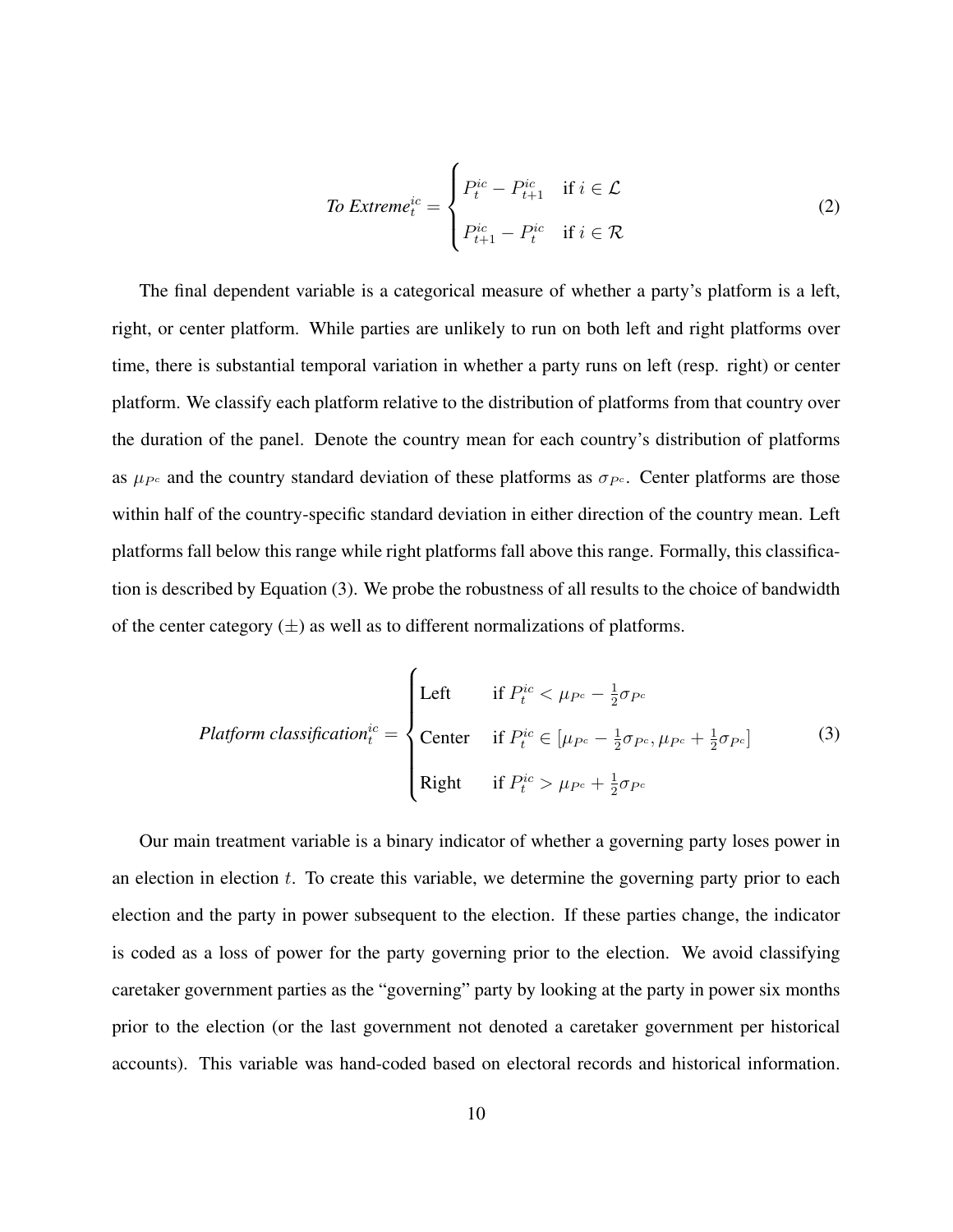$$\textit{To Extreme}_t^{ic} = \begin{cases} P_t^{ic} - P_{t+1}^{ic} & \text{if } i \in \mathcal{L} \\ P_{t+1}^{ic} - P_t^{ic} & \text{if } i \in \mathcal{R} \end{cases} \tag{2}$$

The final dependent variable is a categorical measure of whether a party's platform is a left, right, or center platform. While parties are unlikely to run on both left and right platforms over time, there is substantial temporal variation in whether a party runs on left (resp. right) or center platform. We classify each platform relative to the distribution of platforms from that country over the duration of the panel. Denote the country mean for each country's distribution of platforms as $\mu_{P^c}$ and the country standard deviation of these platforms as $\sigma_{P^c}$. Center platforms are those within half of the country-specific standard deviation in either direction of the country mean. Left platforms fall below this range while right platforms fall above this range. Formally, this classification is described by Equation (3). We probe the robustness of all results to the choice of bandwidth of the center category ($\pm$) as well as to different normalizations of platforms.

$$\textit{Platform classification}_t^{ic} = \begin{cases} \text{Left} & \text{if } P_t^{ic} < \mu_{P^c} - \frac{1}{2}\sigma_{P^c} \\ \text{Center} & \text{if } P_t^{ic} \in [\mu_{P^c} - \frac{1}{2}\sigma_{P^c}, \mu_{P^c} + \frac{1}{2}\sigma_{P^c}] \\ \text{Right} & \text{if } P_t^{ic} > \mu_{P^c} + \frac{1}{2}\sigma_{P^c} \end{cases} \tag{3}$$

Our main treatment variable is a binary indicator of whether a governing party loses power in an election in election $t$. To create this variable, we determine the governing party prior to each election and the party in power subsequent to the election. If these parties change, the indicator is coded as a loss of power for the party governing prior to the election. We avoid classifying caretaker government parties as the "governing" party by looking at the party in power six months prior to the election (or the last government not denoted a caretaker government per historical accounts). This variable was hand-coded based on electoral records and historical information.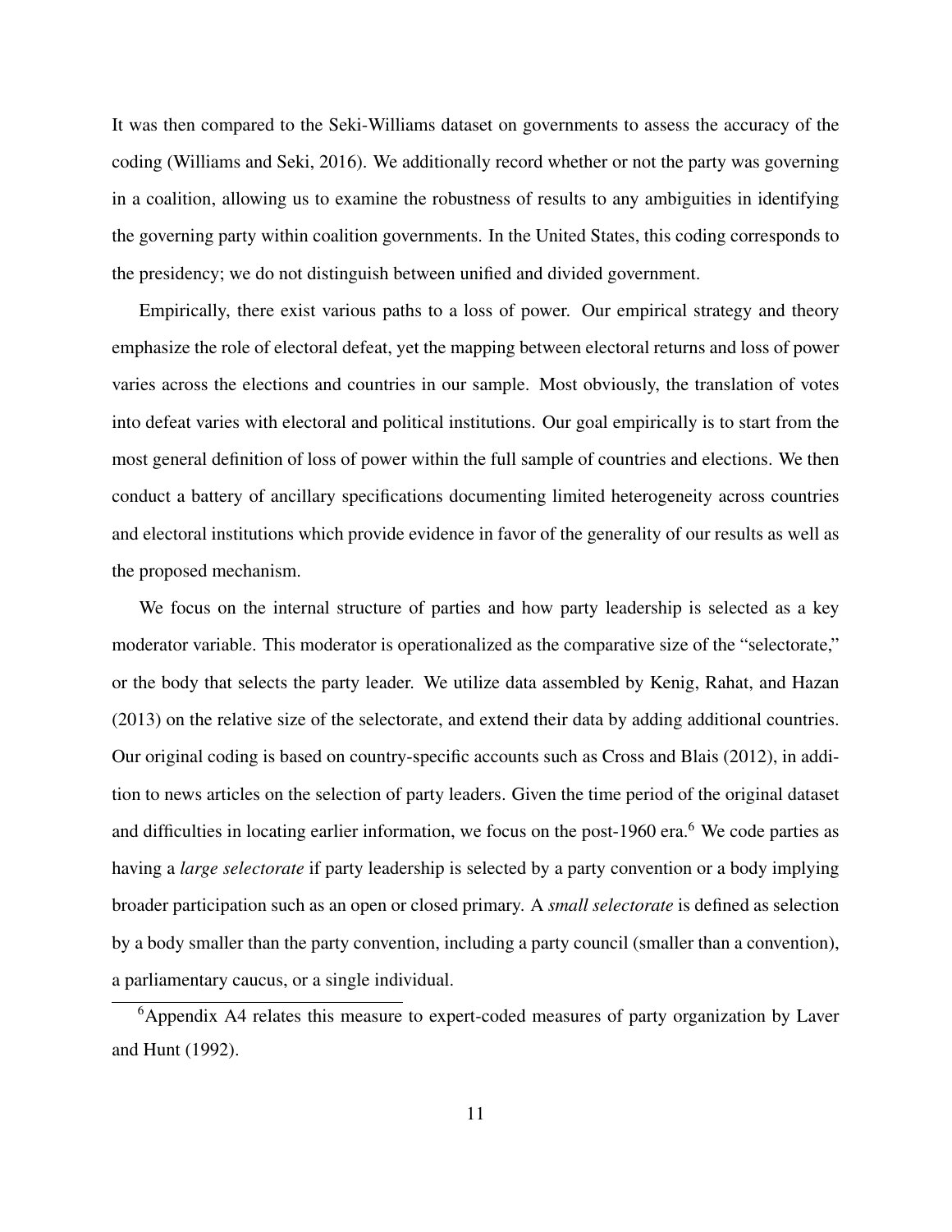It was then compared to the Seki-Williams dataset on governments to assess the accuracy of the coding (Williams and Seki, 2016). We additionally record whether or not the party was governing in a coalition, allowing us to examine the robustness of results to any ambiguities in identifying the governing party within coalition governments. In the United States, this coding corresponds to the presidency; we do not distinguish between unified and divided government.

Empirically, there exist various paths to a loss of power. Our empirical strategy and theory emphasize the role of electoral defeat, yet the mapping between electoral returns and loss of power varies across the elections and countries in our sample. Most obviously, the translation of votes into defeat varies with electoral and political institutions. Our goal empirically is to start from the most general definition of loss of power within the full sample of countries and elections. We then conduct a battery of ancillary specifications documenting limited heterogeneity across countries and electoral institutions which provide evidence in favor of the generality of our results as well as the proposed mechanism.

We focus on the internal structure of parties and how party leadership is selected as a key moderator variable. This moderator is operationalized as the comparative size of the "selectorate," or the body that selects the party leader. We utilize data assembled by Kenig, Rahat, and Hazan (2013) on the relative size of the selectorate, and extend their data by adding additional countries. Our original coding is based on country-specific accounts such as Cross and Blais (2012), in addition to news articles on the selection of party leaders. Given the time period of the original dataset and difficulties in locating earlier information, we focus on the post-1960 era.[6] We code parties as having a *large selectorate* if party leadership is selected by a party convention or a body implying broader participation such as an open or closed primary. A *small selectorate* is defined as selection by a body smaller than the party convention, including a party council (smaller than a convention), a parliamentary caucus, or a single individual.

[6] Appendix A4 relates this measure to expert-coded measures of party organization by Laver and Hunt (1992).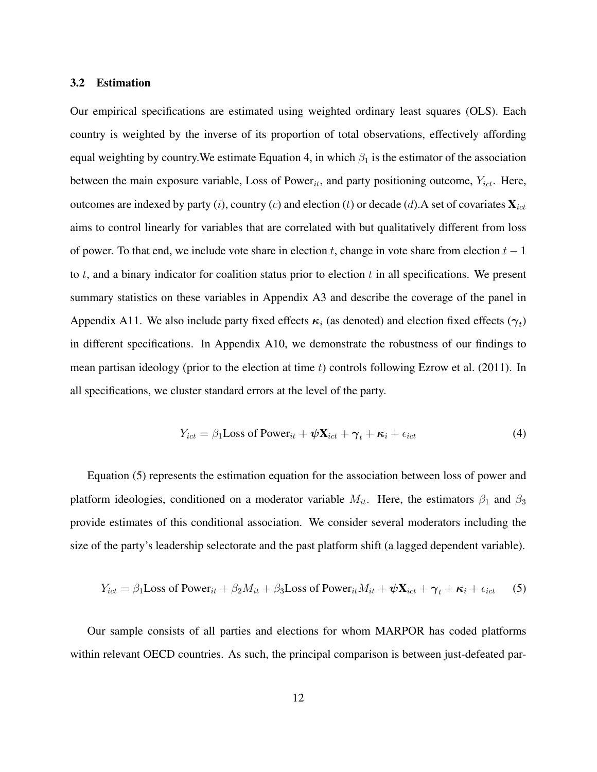### 3.2 Estimation

Our empirical specifications are estimated using weighted ordinary least squares (OLS). Each country is weighted by the inverse of its proportion of total observations, effectively affording equal weighting by country.We estimate Equation 4, in which $\beta_1$ is the estimator of the association between the main exposure variable, Loss of Power$_{it}$, and party positioning outcome, $Y_{ict}$. Here, outcomes are indexed by party ($i$), country ($c$) and election ($t$) or decade ($d$).A set of covariates $\mathbf{X}_{ict}$ aims to control linearly for variables that are correlated with but qualitatively different from loss of power. To that end, we include vote share in election $t$, change in vote share from election $t-1$ to $t$, and a binary indicator for coalition status prior to election $t$ in all specifications. We present summary statistics on these variables in Appendix A3 and describe the coverage of the panel in Appendix A11. We also include party fixed effects $\boldsymbol{\kappa}_i$ (as denoted) and election fixed effects ($\boldsymbol{\gamma}_t$) in different specifications. In Appendix A10, we demonstrate the robustness of our findings to mean partisan ideology (prior to the election at time $t$) controls following Ezrow et al. (2011). In all specifications, we cluster standard errors at the level of the party.

$$Y_{ict} = \beta_1 \text{Loss of Power}_{it} + \boldsymbol{\psi}\mathbf{X}_{ict} + \boldsymbol{\gamma}_t + \boldsymbol{\kappa}_i + \epsilon_{ict} \tag{4}$$

Equation (5) represents the estimation equation for the association between loss of power and platform ideologies, conditioned on a moderator variable $M_{it}$. Here, the estimators $\beta_1$ and $\beta_3$ provide estimates of this conditional association. We consider several moderators including the size of the party's leadership selectorate and the past platform shift (a lagged dependent variable).

$$Y_{ict} = \beta_1 \text{Loss of Power}_{it} + \beta_2 M_{it} + \beta_3 \text{Loss of Power}_{it} M_{it} + \boldsymbol{\psi}\mathbf{X}_{ict} + \boldsymbol{\gamma}_t + \boldsymbol{\kappa}_i + \epsilon_{ict} \tag{5}$$

Our sample consists of all parties and elections for whom MARPOR has coded platforms within relevant OECD countries. As such, the principal comparison is between just-defeated par-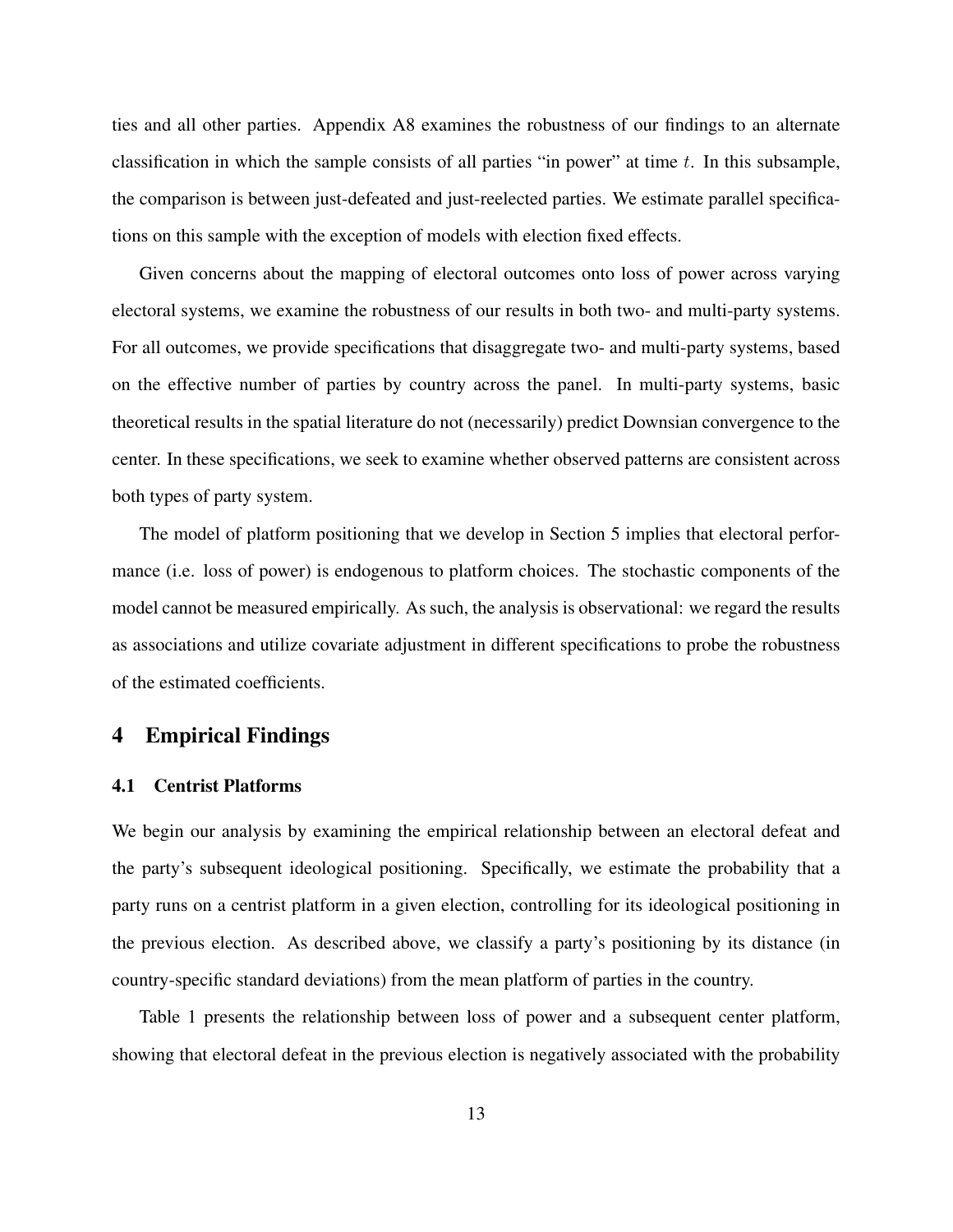ties and all other parties. Appendix A8 examines the robustness of our findings to an alternate classification in which the sample consists of all parties "in power" at time $t$. In this subsample, the comparison is between just-defeated and just-reelected parties. We estimate parallel specifications on this sample with the exception of models with election fixed effects.

Given concerns about the mapping of electoral outcomes onto loss of power across varying electoral systems, we examine the robustness of our results in both two- and multi-party systems. For all outcomes, we provide specifications that disaggregate two- and multi-party systems, based on the effective number of parties by country across the panel. In multi-party systems, basic theoretical results in the spatial literature do not (necessarily) predict Downsian convergence to the center. In these specifications, we seek to examine whether observed patterns are consistent across both types of party system.

The model of platform positioning that we develop in Section 5 implies that electoral performance (i.e. loss of power) is endogenous to platform choices. The stochastic components of the model cannot be measured empirically. As such, the analysis is observational: we regard the results as associations and utilize covariate adjustment in different specifications to probe the robustness of the estimated coefficients.

## 4 Empirical Findings

### 4.1 Centrist Platforms

We begin our analysis by examining the empirical relationship between an electoral defeat and the party's subsequent ideological positioning. Specifically, we estimate the probability that a party runs on a centrist platform in a given election, controlling for its ideological positioning in the previous election. As described above, we classify a party's positioning by its distance (in country-specific standard deviations) from the mean platform of parties in the country.

Table 1 presents the relationship between loss of power and a subsequent center platform, showing that electoral defeat in the previous election is negatively associated with the probability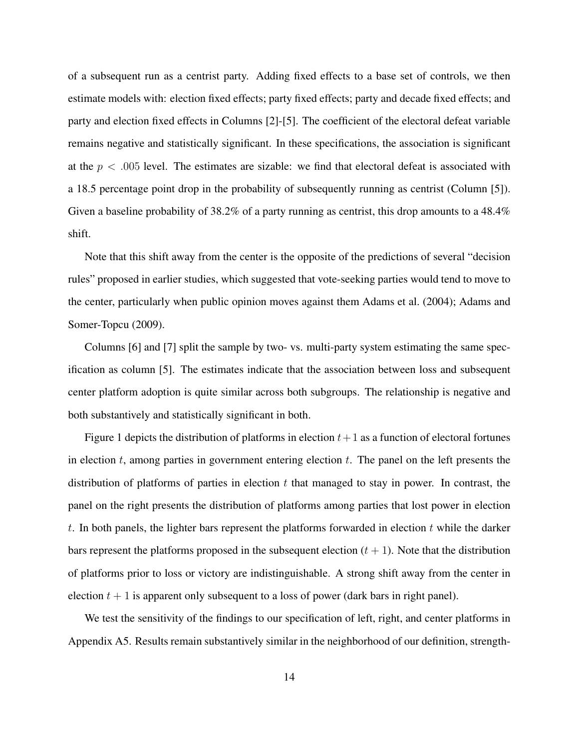of a subsequent run as a centrist party. Adding fixed effects to a base set of controls, we then estimate models with: election fixed effects; party fixed effects; party and decade fixed effects; and party and election fixed effects in Columns [2]-[5]. The coefficient of the electoral defeat variable remains negative and statistically significant. In these specifications, the association is significant at the $p < .005$ level. The estimates are sizable: we find that electoral defeat is associated with a 18.5 percentage point drop in the probability of subsequently running as centrist (Column [5]). Given a baseline probability of 38.2% of a party running as centrist, this drop amounts to a 48.4% shift.

Note that this shift away from the center is the opposite of the predictions of several "decision rules" proposed in earlier studies, which suggested that vote-seeking parties would tend to move to the center, particularly when public opinion moves against them Adams et al. (2004); Adams and Somer-Topcu (2009).

Columns [6] and [7] split the sample by two- vs. multi-party system estimating the same specification as column [5]. The estimates indicate that the association between loss and subsequent center platform adoption is quite similar across both subgroups. The relationship is negative and both substantively and statistically significant in both.

Figure 1 depicts the distribution of platforms in election $t+1$ as a function of electoral fortunes in election $t$, among parties in government entering election $t$. The panel on the left presents the distribution of platforms of parties in election $t$ that managed to stay in power. In contrast, the panel on the right presents the distribution of platforms among parties that lost power in election $t$. In both panels, the lighter bars represent the platforms forwarded in election $t$ while the darker bars represent the platforms proposed in the subsequent election ($t + 1$). Note that the distribution of platforms prior to loss or victory are indistinguishable. A strong shift away from the center in election $t + 1$ is apparent only subsequent to a loss of power (dark bars in right panel).

We test the sensitivity of the findings to our specification of left, right, and center platforms in Appendix A5. Results remain substantively similar in the neighborhood of our definition, strength-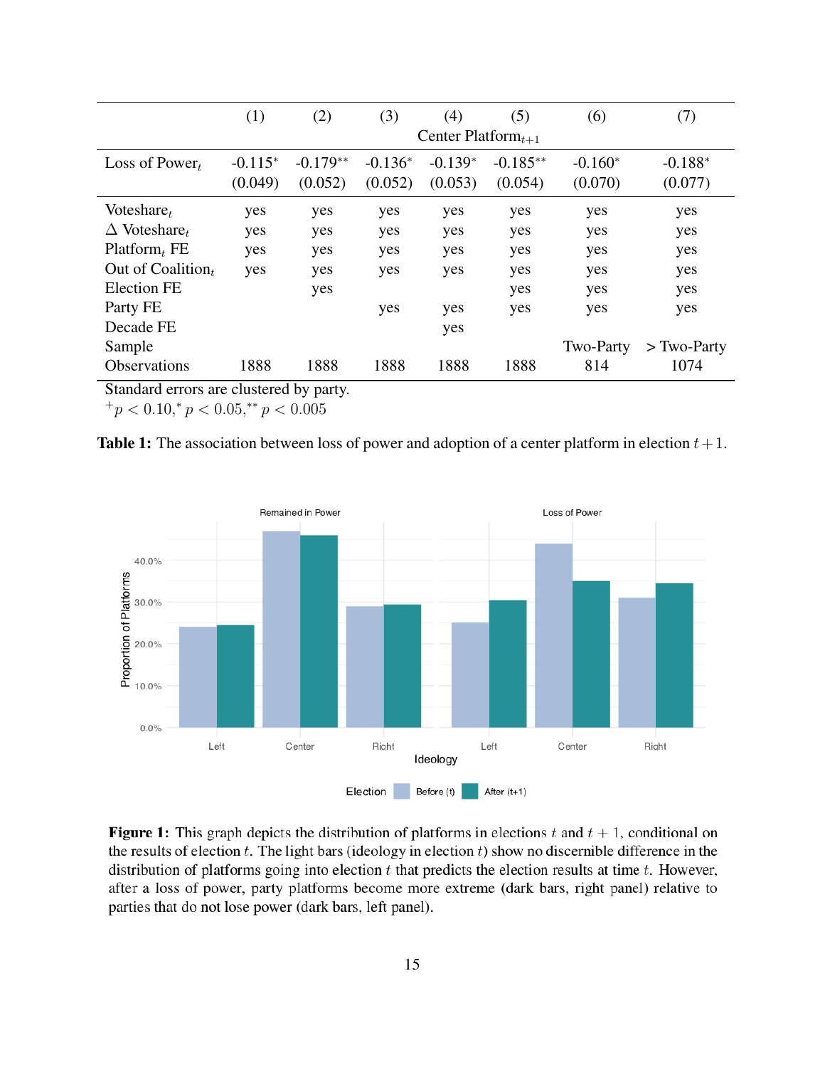| | (1) | (2) | (3) | (4) | (5) | (6) | (7) |
|---|---|---|---|---|---|---|---|
| | | | | Center Platform$_{t+1}$ | | | |
| Loss of Power$_t$ | -0.115$^{*}$ | -0.179$^{**}$ | -0.136$^{*}$ | -0.139$^{*}$ | -0.185$^{**}$ | -0.160$^{*}$ | -0.188$^{*}$ |
| | (0.049) | (0.052) | (0.052) | (0.053) | (0.054) | (0.070) | (0.077) |
| Voteshare$_t$ | yes | yes | yes | yes | yes | yes | yes |
| $\Delta$ Voteshare$_t$ | yes | yes | yes | yes | yes | yes | yes |
| Platform$_t$ FE | yes | yes | yes | yes | yes | yes | yes |
| Out of Coalition$_t$ | yes | yes | yes | yes | yes | yes | yes |
| Election FE | | yes | | | yes | yes | yes |
| Party FE | | | yes | yes | yes | yes | yes |
| Decade FE | | | | yes | | | |
| Sample | | | | | | Two-Party | > Two-Party |
| Observations | 1888 | 1888 | 1888 | 1888 | 1888 | 814 | 1074 |

Standard errors are clustered by party.
$^{+}p < 0.10, ^{*}p < 0.05, ^{**}p < 0.005$

**Table 1:** The association between loss of power and adoption of a center platform in election $t + 1$.

**Figure 1:** This graph depicts the distribution of platforms in elections $t$ and $t + 1$, conditional on the results of election $t$. The light bars (ideology in election $t$) show no discernible difference in the distribution of platforms going into election $t$ that predicts the election results at time $t$. However, after a loss of power, party platforms become more extreme (dark bars, right panel) relative to parties that do not lose power (dark bars, left panel).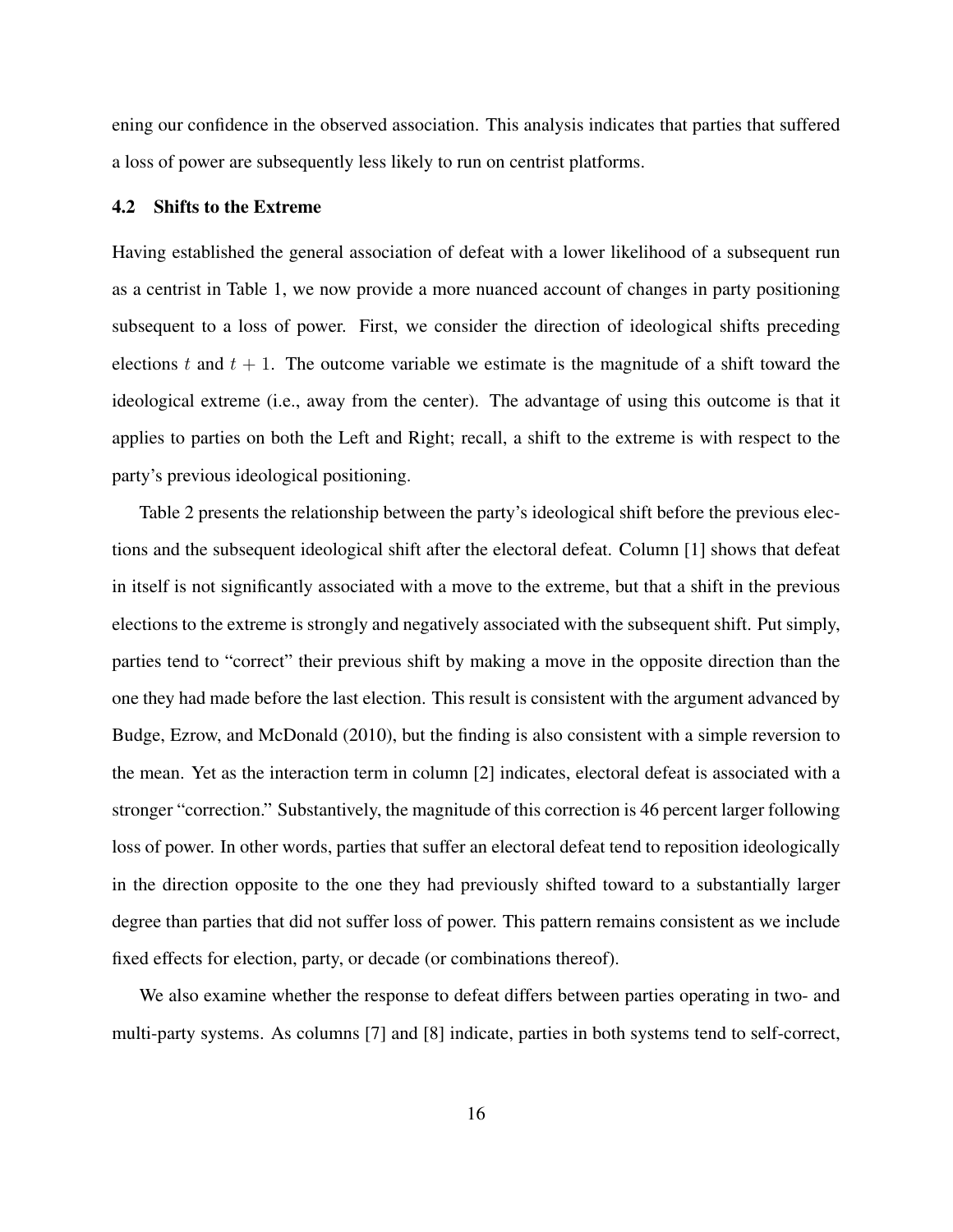ening our confidence in the observed association. This analysis indicates that parties that suffered a loss of power are subsequently less likely to run on centrist platforms.

### 4.2 Shifts to the Extreme

Having established the general association of defeat with a lower likelihood of a subsequent run as a centrist in Table 1, we now provide a more nuanced account of changes in party positioning subsequent to a loss of power. First, we consider the direction of ideological shifts preceding elections $t$ and $t + 1$. The outcome variable we estimate is the magnitude of a shift toward the ideological extreme (i.e., away from the center). The advantage of using this outcome is that it applies to parties on both the Left and Right; recall, a shift to the extreme is with respect to the party's previous ideological positioning.

Table 2 presents the relationship between the party's ideological shift before the previous elections and the subsequent ideological shift after the electoral defeat. Column [1] shows that defeat in itself is not significantly associated with a move to the extreme, but that a shift in the previous elections to the extreme is strongly and negatively associated with the subsequent shift. Put simply, parties tend to "correct" their previous shift by making a move in the opposite direction than the one they had made before the last election. This result is consistent with the argument advanced by Budge, Ezrow, and McDonald (2010), but the finding is also consistent with a simple reversion to the mean. Yet as the interaction term in column [2] indicates, electoral defeat is associated with a stronger "correction." Substantively, the magnitude of this correction is 46 percent larger following loss of power. In other words, parties that suffer an electoral defeat tend to reposition ideologically in the direction opposite to the one they had previously shifted toward to a substantially larger degree than parties that did not suffer loss of power. This pattern remains consistent as we include fixed effects for election, party, or decade (or combinations thereof).

We also examine whether the response to defeat differs between parties operating in two- and multi-party systems. As columns [7] and [8] indicate, parties in both systems tend to self-correct,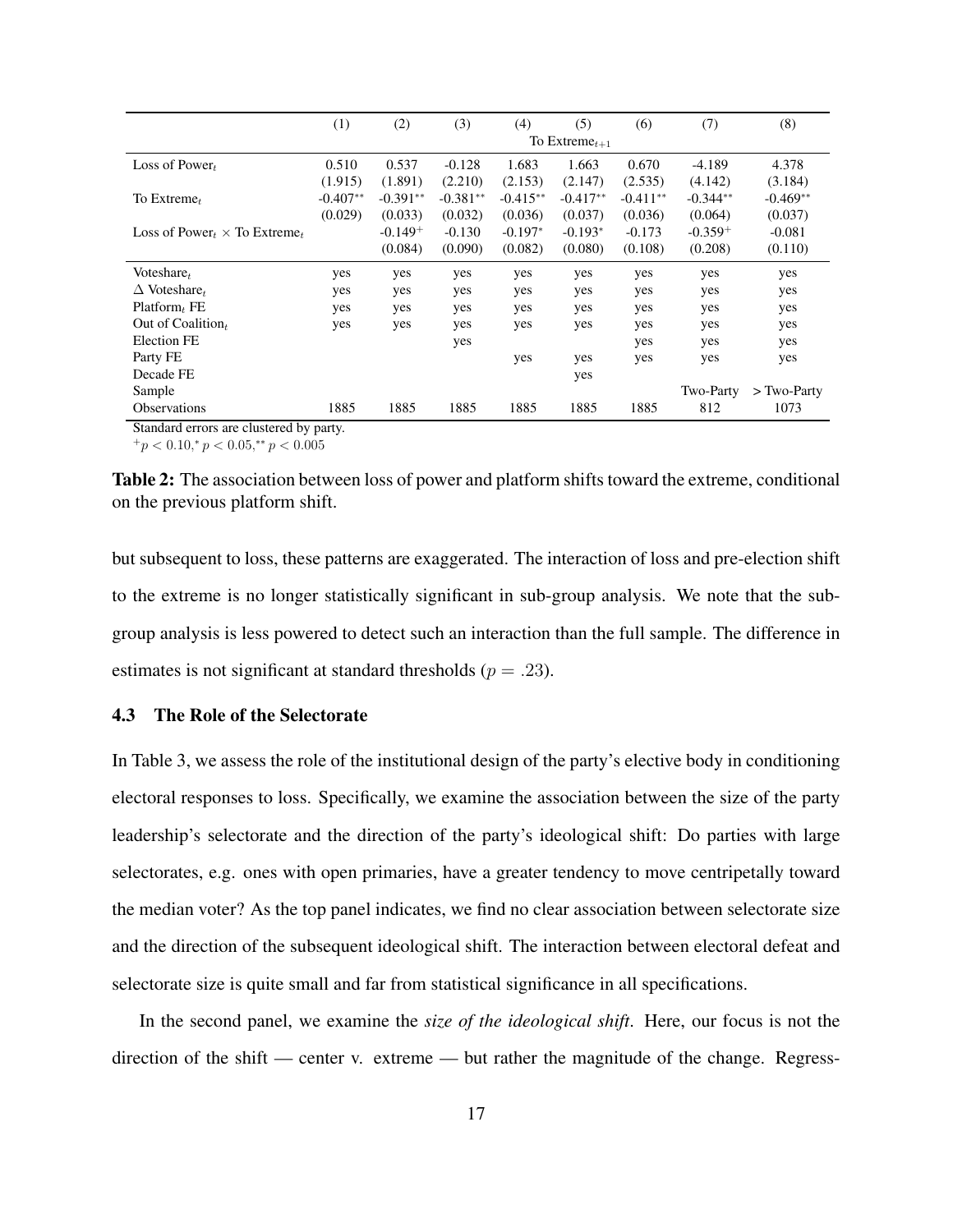| | (1) | (2) | (3) | (4) | (5) | (6) | (7) | (8) |
|---|---|---|---|---|---|---|---|---|
| | | | | | To Extreme$_{t+1}$ | | | |
| Loss of Power$_t$ | 0.510 | 0.537 | -0.128 | 1.683 | 1.663 | 0.670 | -4.189 | 4.378 |
| | (1.915) | (1.891) | (2.210) | (2.153) | (2.147) | (2.535) | (4.142) | (3.184) |
| To Extreme$_t$ | -0.407** | -0.391** | -0.381** | -0.415** | -0.417** | -0.411** | -0.344** | -0.469** |
| | (0.029) | (0.033) | (0.032) | (0.036) | (0.037) | (0.036) | (0.064) | (0.037) |
| Loss of Power$_t$ × To Extreme$_t$ | | -0.149+ | -0.130 | -0.197* | -0.193* | -0.173 | -0.359+ | -0.081 |
| | | (0.084) | (0.090) | (0.082) | (0.080) | (0.108) | (0.208) | (0.110) |
| Voteshare$_t$ | yes | yes | yes | yes | yes | yes | yes | yes |
| Δ Voteshare$_t$ | yes | yes | yes | yes | yes | yes | yes | yes |
| Platform$_t$ FE | yes | yes | yes | yes | yes | yes | yes | yes |
| Out of Coalition$_t$ | yes | yes | yes | yes | yes | yes | yes | yes |
| Election FE | | | yes | | | yes | yes | yes |
| Party FE | | | | yes | yes | yes | yes | yes |
| Decade FE | | | | | yes | | | |
| Sample | | | | | | | Two-Party | > Two-Party |
| Observations | 1885 | 1885 | 1885 | 1885 | 1885 | 1885 | 812 | 1073 |

Standard errors are clustered by party.

$^{+}p < 0.10, ^{*}p < 0.05, ^{**}p < 0.005$

**Table 2:** The association between loss of power and platform shifts toward the extreme, conditional on the previous platform shift.

but subsequent to loss, these patterns are exaggerated. The interaction of loss and pre-election shift to the extreme is no longer statistically significant in sub-group analysis. We note that the sub-group analysis is less powered to detect such an interaction than the full sample. The difference in estimates is not significant at standard thresholds ($p = .23$).

### 4.3 The Role of the Selectorate

In Table 3, we assess the role of the institutional design of the party's elective body in conditioning electoral responses to loss. Specifically, we examine the association between the size of the party leadership's selectorate and the direction of the party's ideological shift: Do parties with large selectorates, e.g. ones with open primaries, have a greater tendency to move centripetally toward the median voter? As the top panel indicates, we find no clear association between selectorate size and the direction of the subsequent ideological shift. The interaction between electoral defeat and selectorate size is quite small and far from statistical significance in all specifications.

In the second panel, we examine the *size of the ideological shift*. Here, our focus is not the direction of the shift — center v. extreme — but rather the magnitude of the change. Regress-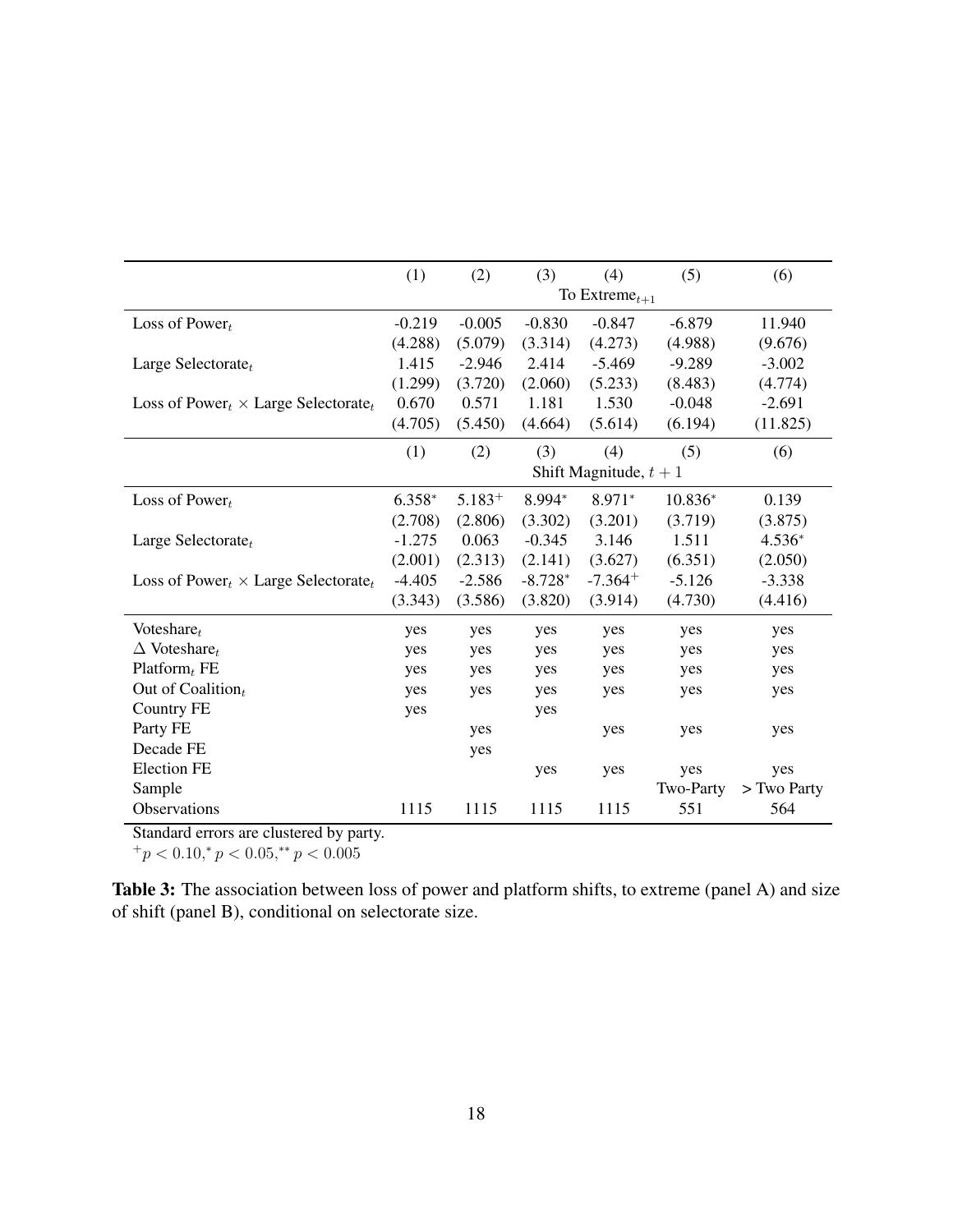| | (1) | (2) | (3) | (4) | (5) | (6) |
|---|---|---|---|---|---|---|
| | To Extreme$_{t+1}$ | | | | | |
| Loss of Power$_t$ | -0.219 | -0.005 | -0.830 | -0.847 | -6.879 | 11.940 |
| | (4.288) | (5.079) | (3.314) | (4.273) | (4.988) | (9.676) |
| Large Selectorate$_t$ | 1.415 | -2.946 | 2.414 | -5.469 | -9.289 | -3.002 |
| | (1.299) | (3.720) | (2.060) | (5.233) | (8.483) | (4.774) |
| Loss of Power$_t$ $\times$ Large Selectorate$_t$ | 0.670 | 0.571 | 1.181 | 1.530 | -0.048 | -2.691 |
| | (4.705) | (5.450) | (4.664) | (5.614) | (6.194) | (11.825) |
| | (1) | (2) | (3) | (4) | (5) | (6) |
| | Shift Magnitude, $t+1$ | | | | | |
| Loss of Power$_t$ | 6.358$^{*}$ | 5.183$^{+}$ | 8.994$^{*}$ | 8.971$^{*}$ | 10.836$^{*}$ | 0.139 |
| | (2.708) | (2.806) | (3.302) | (3.201) | (3.719) | (3.875) |
| Large Selectorate$_t$ | -1.275 | 0.063 | -0.345 | 3.146 | 1.511 | 4.536$^{*}$ |
| | (2.001) | (2.313) | (2.141) | (3.627) | (6.351) | (2.050) |
| Loss of Power$_t$ $\times$ Large Selectorate$_t$ | -4.405 | -2.586 | -8.728$^{*}$ | -7.364$^{+}$ | -5.126 | -3.338 |
| | (3.343) | (3.586) | (3.820) | (3.914) | (4.730) | (4.416) |
| Voteshare$_t$ | yes | yes | yes | yes | yes | yes |
| $\Delta$ Voteshare$_t$ | yes | yes | yes | yes | yes | yes |
| Platform$_t$ FE | yes | yes | yes | yes | yes | yes |
| Out of Coalition$_t$ | yes | yes | yes | yes | yes | yes |
| Country FE | yes | | yes | | | |
| Party FE | | yes | | yes | yes | yes |
| Decade FE | | yes | | | | |
| Election FE | | | yes | yes | yes | yes |
| Sample | | | | | Two-Party | > Two Party |
| Observations | 1115 | 1115 | 1115 | 1115 | 551 | 564 |

Standard errors are clustered by party.

$^{+}p < 0.10, ^{*}p < 0.05, ^{**}p < 0.005$

**Table 3:** The association between loss of power and platform shifts, to extreme (panel A) and size of shift (panel B), conditional on selectorate size.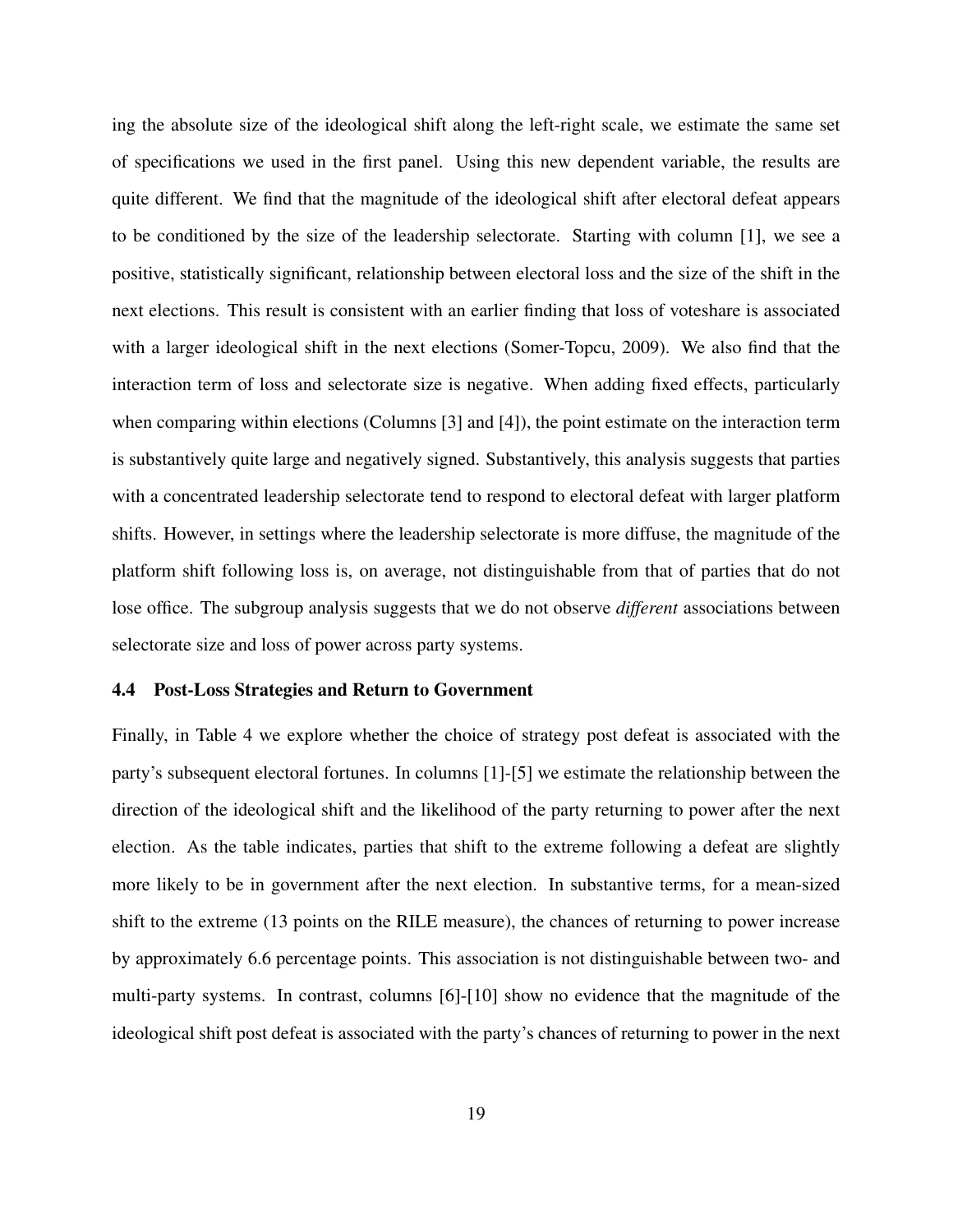ing the absolute size of the ideological shift along the left-right scale, we estimate the same set of specifications we used in the first panel. Using this new dependent variable, the results are quite different. We find that the magnitude of the ideological shift after electoral defeat appears to be conditioned by the size of the leadership selectorate. Starting with column [1], we see a positive, statistically significant, relationship between electoral loss and the size of the shift in the next elections. This result is consistent with an earlier finding that loss of voteshare is associated with a larger ideological shift in the next elections (Somer-Topcu, 2009). We also find that the interaction term of loss and selectorate size is negative. When adding fixed effects, particularly when comparing within elections (Columns [3] and [4]), the point estimate on the interaction term is substantively quite large and negatively signed. Substantively, this analysis suggests that parties with a concentrated leadership selectorate tend to respond to electoral defeat with larger platform shifts. However, in settings where the leadership selectorate is more diffuse, the magnitude of the platform shift following loss is, on average, not distinguishable from that of parties that do not lose office. The subgroup analysis suggests that we do not observe *different* associations between selectorate size and loss of power across party systems.

### 4.4 Post-Loss Strategies and Return to Government

Finally, in Table 4 we explore whether the choice of strategy post defeat is associated with the party's subsequent electoral fortunes. In columns [1]-[5] we estimate the relationship between the direction of the ideological shift and the likelihood of the party returning to power after the next election. As the table indicates, parties that shift to the extreme following a defeat are slightly more likely to be in government after the next election. In substantive terms, for a mean-sized shift to the extreme (13 points on the RILE measure), the chances of returning to power increase by approximately 6.6 percentage points. This association is not distinguishable between two- and multi-party systems. In contrast, columns [6]-[10] show no evidence that the magnitude of the ideological shift post defeat is associated with the party's chances of returning to power in the next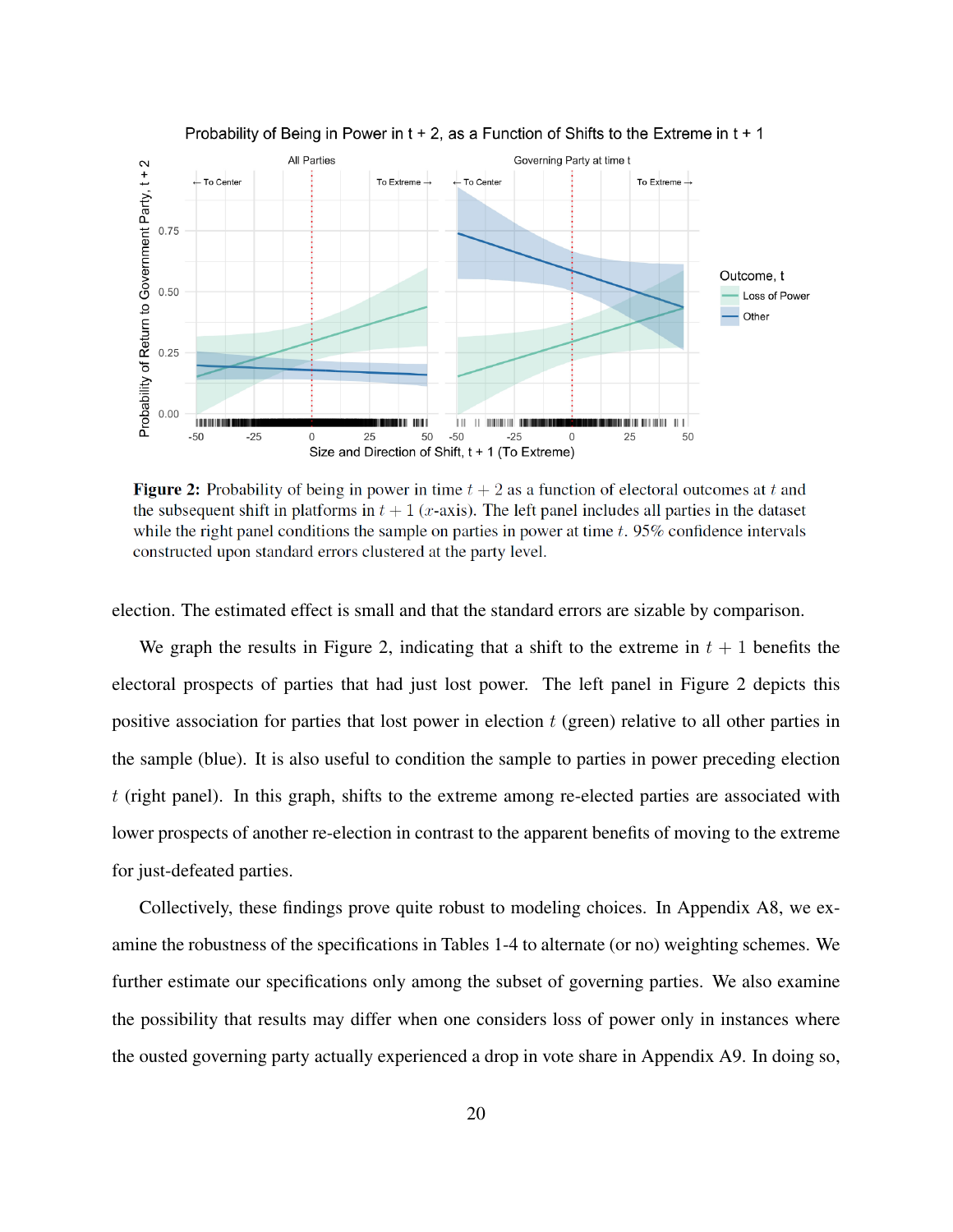**Figure 2:** Probability of being in power in time $t+2$ as a function of electoral outcomes at $t$ and the subsequent shift in platforms in $t+1$ ($x$-axis). The left panel includes all parties in the dataset while the right panel conditions the sample on parties in power at time $t$. 95% confidence intervals constructed upon standard errors clustered at the party level.

election. The estimated effect is small and that the standard errors are sizable by comparison.

We graph the results in Figure 2, indicating that a shift to the extreme in $t+1$ benefits the electoral prospects of parties that had just lost power. The left panel in Figure 2 depicts this positive association for parties that lost power in election $t$ (green) relative to all other parties in the sample (blue). It is also useful to condition the sample to parties in power preceding election $t$ (right panel). In this graph, shifts to the extreme among re-elected parties are associated with lower prospects of another re-election in contrast to the apparent benefits of moving to the extreme for just-defeated parties.

Collectively, these findings prove quite robust to modeling choices. In Appendix A8, we examine the robustness of the specifications in Tables 1-4 to alternate (or no) weighting schemes. We further estimate our specifications only among the subset of governing parties. We also examine the possibility that results may differ when one considers loss of power only in instances where the ousted governing party actually experienced a drop in vote share in Appendix A9. In doing so,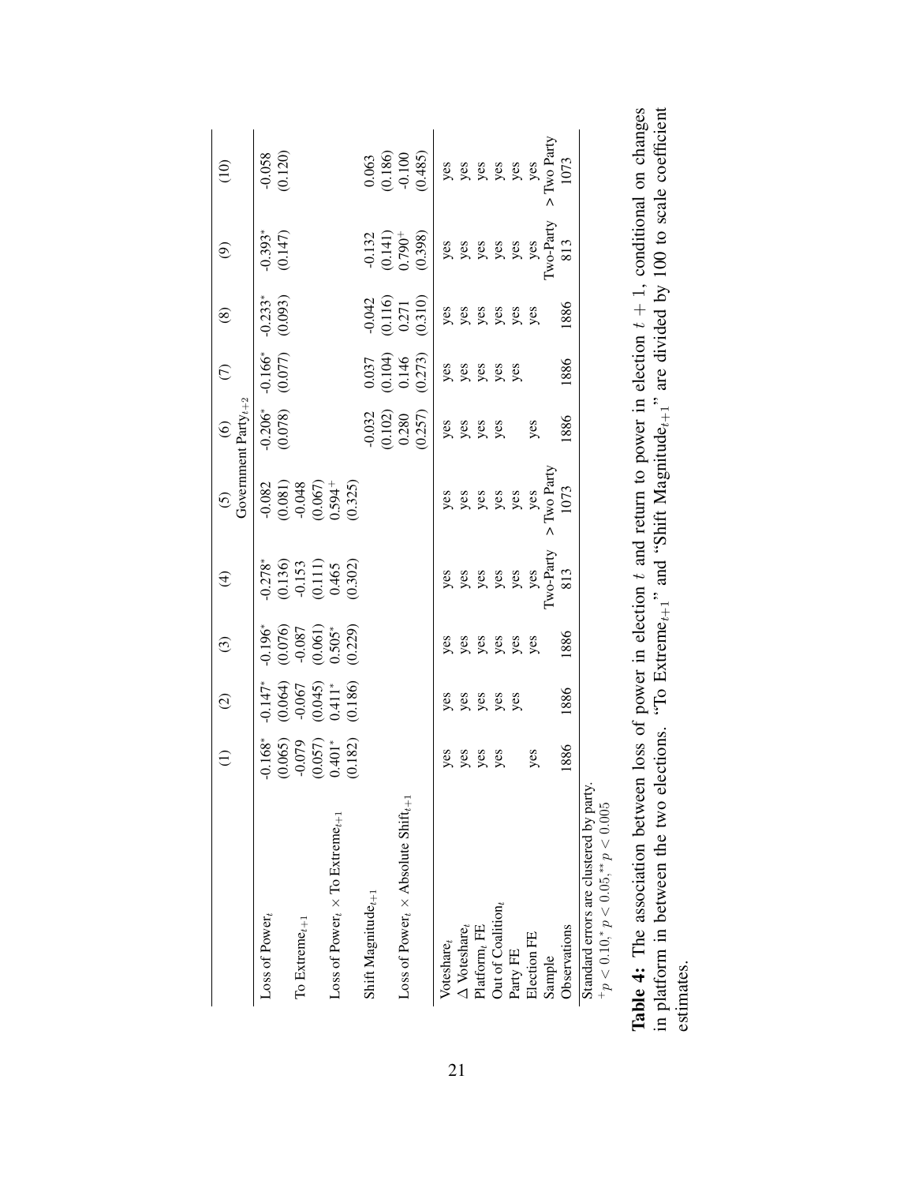| | (1) | (2) | (3) | (4) | (5) | (6) | (7) | (8) | (9) | (10) |
|---|---|---|---|---|---|---|---|---|---|---|
| | | | | | Government Party$_{t+2}$ | | | | | |
| Loss of Power$_t$ | -0.168* | -0.147* | -0.196* | -0.278* | -0.082 | -0.206* | -0.166* | -0.233* | -0.393* | -0.058 |
| | (0.065) | (0.064) | (0.076) | (0.136) | (0.081) | (0.078) | (0.077) | (0.093) | (0.147) | (0.120) |
| To Extreme$_{t+1}$ | -0.079 | -0.067 | -0.087 | -0.153 | -0.048 | | | | | |
| | (0.057) | (0.045) | (0.061) | (0.111) | (0.067) | | | | | |
| Loss of Power$_t$ × To Extreme$_{t+1}$ | 0.401* | 0.411* | 0.505* | 0.465 | 0.594$^+$ | | | | | |
| | (0.182) | (0.186) | (0.229) | (0.302) | (0.325) | | | | | |
| Shift Magnitude$_{t+1}$ | | | | | | -0.032 | 0.037 | -0.042 | -0.132 | 0.063 |
| | | | | | | (0.102) | (0.104) | (0.116) | (0.141) | (0.186) |
| Loss of Power$_t$ × Absolute Shift$_{t+1}$ | | | | | | 0.280 | 0.146 | 0.271 | 0.790$^+$ | -0.100 |
| | | | | | | (0.257) | (0.273) | (0.310) | (0.398) | (0.485) |
| Voteshare$_t$ | yes | yes | yes | yes | yes | yes | yes | yes | yes | yes |
| Δ Voteshare$_t$ | yes | yes | yes | yes | yes | yes | yes | yes | yes | yes |
| Platform$_t$ FE | yes | yes | yes | yes | yes | yes | yes | yes | yes | yes |
| Out of Coalition$_t$ | yes | yes | yes | yes | yes | yes | yes | yes | yes | yes |
| Party FE | | yes | yes | yes | yes | | yes | yes | yes | yes |
| Election FE | yes | | yes | yes | yes | yes | | yes | yes | yes |
| Sample | | | | Two-Party | > Two Party | | | | Two-Party | > Two Party |
| Observations | 1886 | 1886 | 1886 | 813 | 1073 | 1886 | 1886 | 1886 | 813 | 1073 |

Standard errors are clustered by party.
$^+p < 0.10, ^* p < 0.05, ^{**} p < 0.005$

**Table 4:** The association between loss of power in election $t$ and return to power in election $t + 1$, conditional on changes in platform in between the two elections. "To Extreme$_{t+1}$" and "Shift Magnitude$_{t+1}$" are divided by 100 to scale coefficient estimates.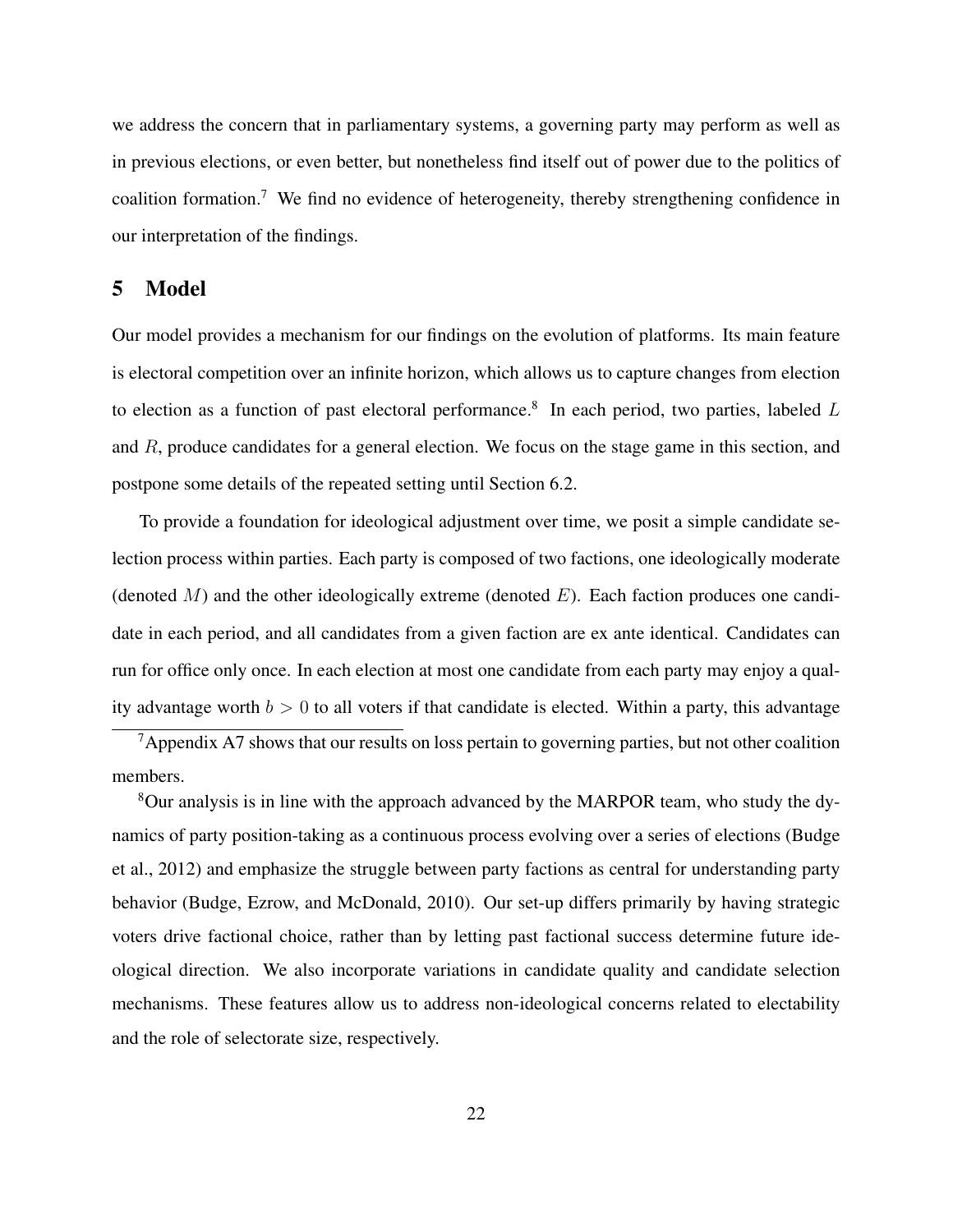we address the concern that in parliamentary systems, a governing party may perform as well as in previous elections, or even better, but nonetheless find itself out of power due to the politics of coalition formation.[7] We find no evidence of heterogeneity, thereby strengthening confidence in our interpretation of the findings.

# 5 Model

Our model provides a mechanism for our findings on the evolution of platforms. Its main feature is electoral competition over an infinite horizon, which allows us to capture changes from election to election as a function of past electoral performance.[8] In each period, two parties, labeled $L$ and $R$, produce candidates for a general election. We focus on the stage game in this section, and postpone some details of the repeated setting until Section 6.2.

To provide a foundation for ideological adjustment over time, we posit a simple candidate selection process within parties. Each party is composed of two factions, one ideologically moderate (denoted $M$) and the other ideologically extreme (denoted $E$). Each faction produces one candidate in each period, and all candidates from a given faction are ex ante identical. Candidates can run for office only once. In each election at most one candidate from each party may enjoy a quality advantage worth $b > 0$ to all voters if that candidate is elected. Within a party, this advantage

[7] Appendix A7 shows that our results on loss pertain to governing parties, but not other coalition members.

[8] Our analysis is in line with the approach advanced by the MARPOR team, who study the dynamics of party position-taking as a continuous process evolving over a series of elections (Budge et al., 2012) and emphasize the struggle between party factions as central for understanding party behavior (Budge, Ezrow, and McDonald, 2010). Our set-up differs primarily by having strategic voters drive factional choice, rather than by letting past factional success determine future ideological direction. We also incorporate variations in candidate quality and candidate selection mechanisms. These features allow us to address non-ideological concerns related to electability and the role of selectorate size, respectively.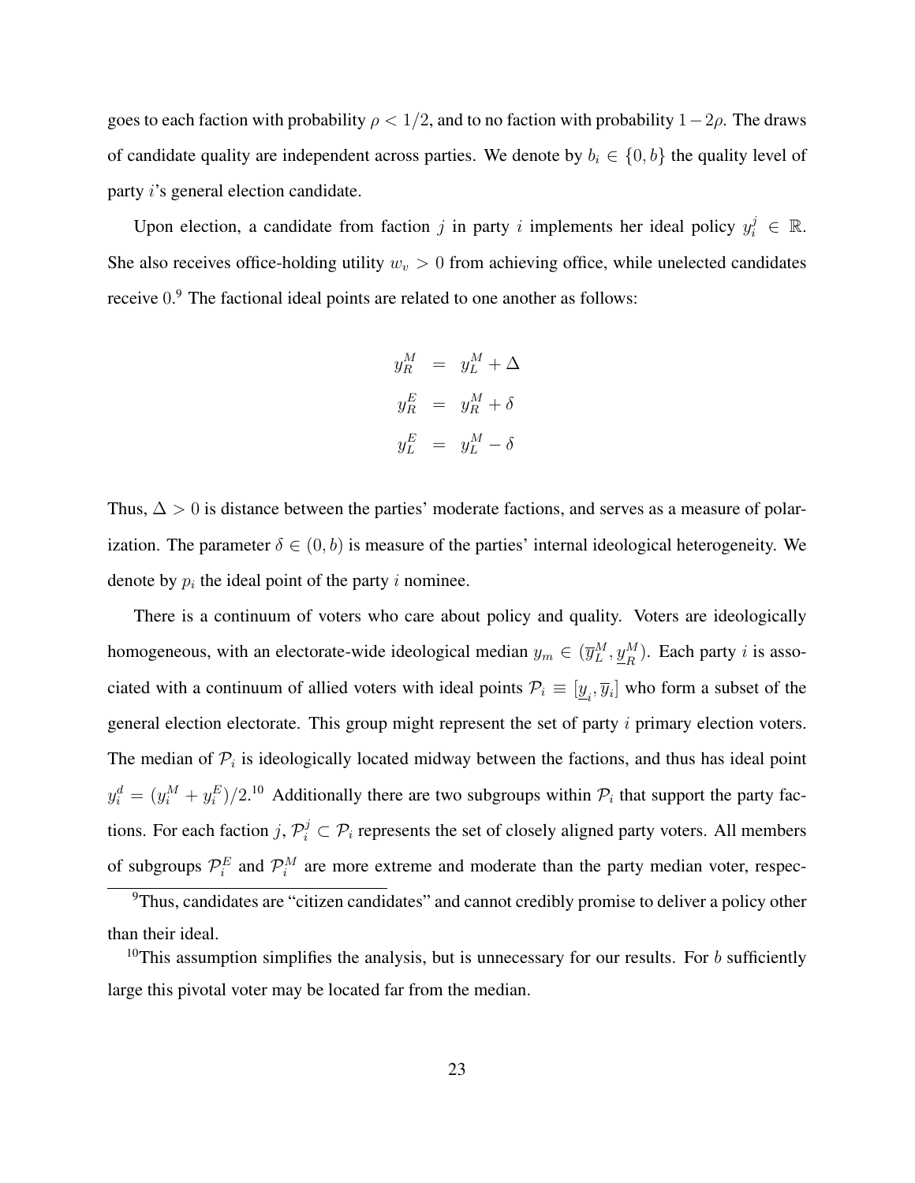goes to each faction with probability $\rho < 1/2$, and to no faction with probability $1-2\rho$. The draws of candidate quality are independent across parties. We denote by $b_i \in \{0, b\}$ the quality level of party $i$'s general election candidate.

Upon election, a candidate from faction $j$ in party $i$ implements her ideal policy $y_i^j \in \mathbb{R}$. She also receives office-holding utility $w_v > 0$ from achieving office, while unelected candidates receive 0.[9] The factional ideal points are related to one another as follows:

$$
\begin{aligned}
y_R^M &= y_L^M + \Delta \\
y_R^E &= y_R^M + \delta \\
y_L^E &= y_L^M - \delta
\end{aligned}
$$

Thus, $\Delta > 0$ is distance between the parties' moderate factions, and serves as a measure of polarization. The parameter $\delta \in (0, b)$ is measure of the parties' internal ideological heterogeneity. We denote by $p_i$ the ideal point of the party $i$ nominee.

There is a continuum of voters who care about policy and quality. Voters are ideologically homogeneous, with an electorate-wide ideological median $y_m \in (\overline{y}_L^M, \underline{y}_R^M)$. Each party $i$ is associated with a continuum of allied voters with ideal points $\mathcal{P}_i \equiv [\underline{y}_i, \overline{y}_i]$ who form a subset of the general election electorate. This group might represent the set of party $i$ primary election voters. The median of $\mathcal{P}_i$ is ideologically located midway between the factions, and thus has ideal point $y_i^d = (y_i^M + y_i^E)/2$.[10] Additionally there are two subgroups within $\mathcal{P}_i$ that support the party factions. For each faction $j$, $\mathcal{P}_i^j \subset \mathcal{P}_i$ represents the set of closely aligned party voters. All members of subgroups $\mathcal{P}_i^E$ and $\mathcal{P}_i^M$ are more extreme and moderate than the party median voter, respec-

[9] Thus, candidates are "citizen candidates" and cannot credibly promise to deliver a policy other than their ideal.

[10] This assumption simplifies the analysis, but is unnecessary for our results. For $b$ sufficiently large this pivotal voter may be located far from the median.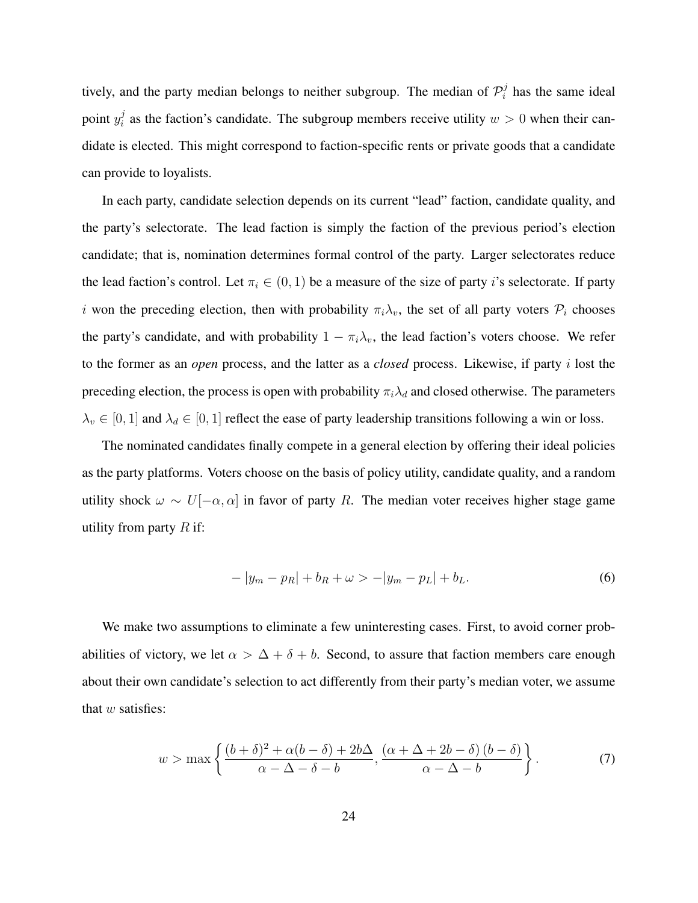tively, and the party median belongs to neither subgroup. The median of $\mathcal{P}_i^j$ has the same ideal point $y_i^j$ as the faction's candidate. The subgroup members receive utility $w > 0$ when their candidate is elected. This might correspond to faction-specific rents or private goods that a candidate can provide to loyalists.

In each party, candidate selection depends on its current "lead" faction, candidate quality, and the party's selectorate. The lead faction is simply the faction of the previous period's election candidate; that is, nomination determines formal control of the party. Larger selectorates reduce the lead faction's control. Let $\pi_i \in (0, 1)$ be a measure of the size of party $i$'s selectorate. If party $i$ won the preceding election, then with probability $\pi_i \lambda_v$, the set of all party voters $\mathcal{P}_i$ chooses the party's candidate, and with probability $1 - \pi_i \lambda_v$, the lead faction's voters choose. We refer to the former as an *open* process, and the latter as a *closed* process. Likewise, if party $i$ lost the preceding election, the process is open with probability $\pi_i \lambda_d$ and closed otherwise. The parameters $\lambda_v \in [0, 1]$ and $\lambda_d \in [0, 1]$ reflect the ease of party leadership transitions following a win or loss.

The nominated candidates finally compete in a general election by offering their ideal policies as the party platforms. Voters choose on the basis of policy utility, candidate quality, and a random utility shock $\omega \sim U[-\alpha, \alpha]$ in favor of party $R$. The median voter receives higher stage game utility from party $R$ if:

$$- |y_m - p_R| + b_R + \omega > -|y_m - p_L| + b_L. \tag{6}$$

We make two assumptions to eliminate a few uninteresting cases. First, to avoid corner probabilities of victory, we let $\alpha > \Delta + \delta + b$. Second, to assure that faction members care enough about their own candidate's selection to act differently from their party's median voter, we assume that $w$ satisfies:

$$w > \max \left\{ \frac{(b + \delta)^2 + \alpha(b - \delta) + 2b\Delta}{\alpha - \Delta - \delta - b}, \frac{(\alpha + \Delta + 2b - \delta)(b - \delta)}{\alpha - \Delta - b} \right\}. \tag{7}$$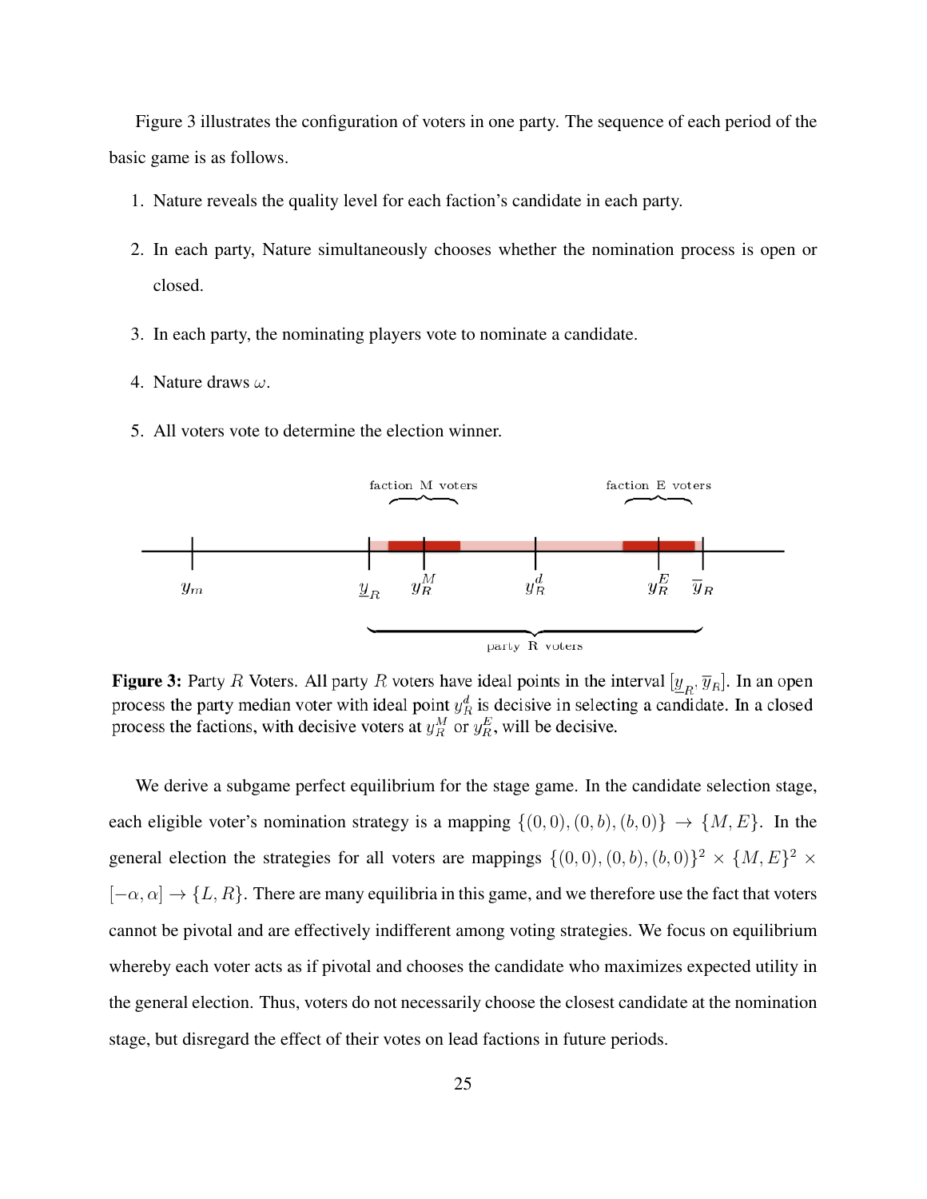Figure 3 illustrates the configuration of voters in one party. The sequence of each period of the basic game is as follows.

1. Nature reveals the quality level for each faction's candidate in each party.
2. In each party, Nature simultaneously chooses whether the nomination process is open or closed.
3. In each party, the nominating players vote to nominate a candidate.
4. Nature draws $\omega$.
5. All voters vote to determine the election winner.

**Figure 3:** Party $R$ Voters. All party $R$ voters have ideal points in the interval $[\underline{y}_R, \overline{y}_R]$. In an open process the party median voter with ideal point $y_R^d$ is decisive in selecting a candidate. In a closed process the factions, with decisive voters at $y_R^M$ or $y_R^E$, will be decisive.

We derive a subgame perfect equilibrium for the stage game. In the candidate selection stage, each eligible voter's nomination strategy is a mapping $\{(0,0),(0,b),(b,0)\} \rightarrow \{M,E\}$. In the general election the strategies for all voters are mappings $\{(0,0),(0,b),(b,0)\}^2 \times \{M,E\}^2 \times [-\alpha,\alpha] \rightarrow \{L,R\}$. There are many equilibria in this game, and we therefore use the fact that voters cannot be pivotal and are effectively indifferent among voting strategies. We focus on equilibrium whereby each voter acts as if pivotal and chooses the candidate who maximizes expected utility in the general election. Thus, voters do not necessarily choose the closest candidate at the nomination stage, but disregard the effect of their votes on lead factions in future periods.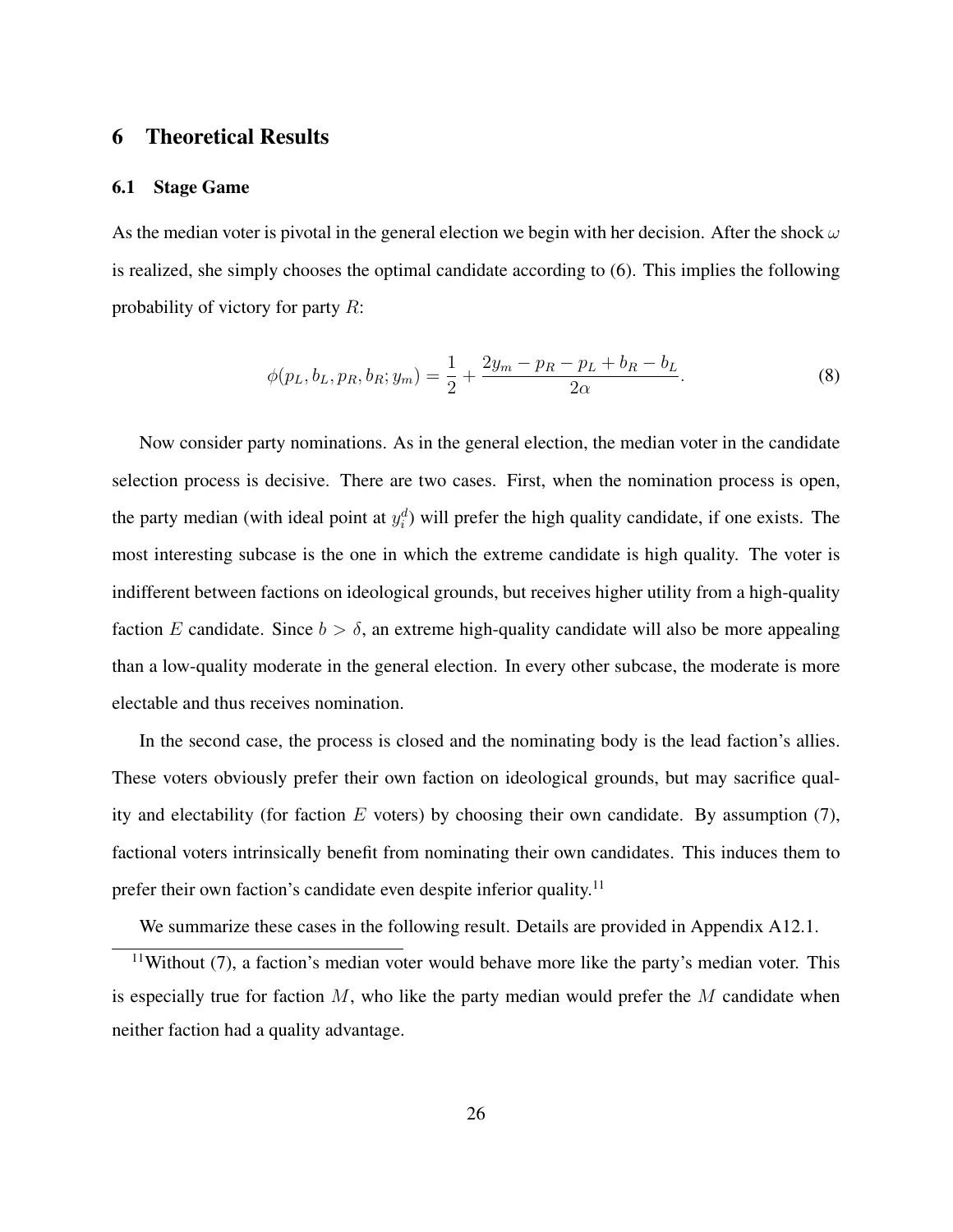# 6 Theoretical Results

## 6.1 Stage Game

As the median voter is pivotal in the general election we begin with her decision. After the shock $\omega$ is realized, she simply chooses the optimal candidate according to (6). This implies the following probability of victory for party $R$:

$$\phi(p_L, b_L, p_R, b_R; y_m) = \frac{1}{2} + \frac{2y_m - p_R - p_L + b_R - b_L}{2\alpha}. \tag{8}$$

Now consider party nominations. As in the general election, the median voter in the candidate selection process is decisive. There are two cases. First, when the nomination process is open, the party median (with ideal point at $y_i^d$) will prefer the high quality candidate, if one exists. The most interesting subcase is the one in which the extreme candidate is high quality. The voter is indifferent between factions on ideological grounds, but receives higher utility from a high-quality faction $E$ candidate. Since $b > \delta$, an extreme high-quality candidate will also be more appealing than a low-quality moderate in the general election. In every other subcase, the moderate is more electable and thus receives nomination.

In the second case, the process is closed and the nominating body is the lead faction's allies. These voters obviously prefer their own faction on ideological grounds, but may sacrifice quality and electability (for faction $E$ voters) by choosing their own candidate. By assumption (7), factional voters intrinsically benefit from nominating their own candidates. This induces them to prefer their own faction's candidate even despite inferior quality.[11]

We summarize these cases in the following result. Details are provided in Appendix A12.1.

[11] Without (7), a faction's median voter would behave more like the party's median voter. This is especially true for faction $M$, who like the party median would prefer the $M$ candidate when neither faction had a quality advantage.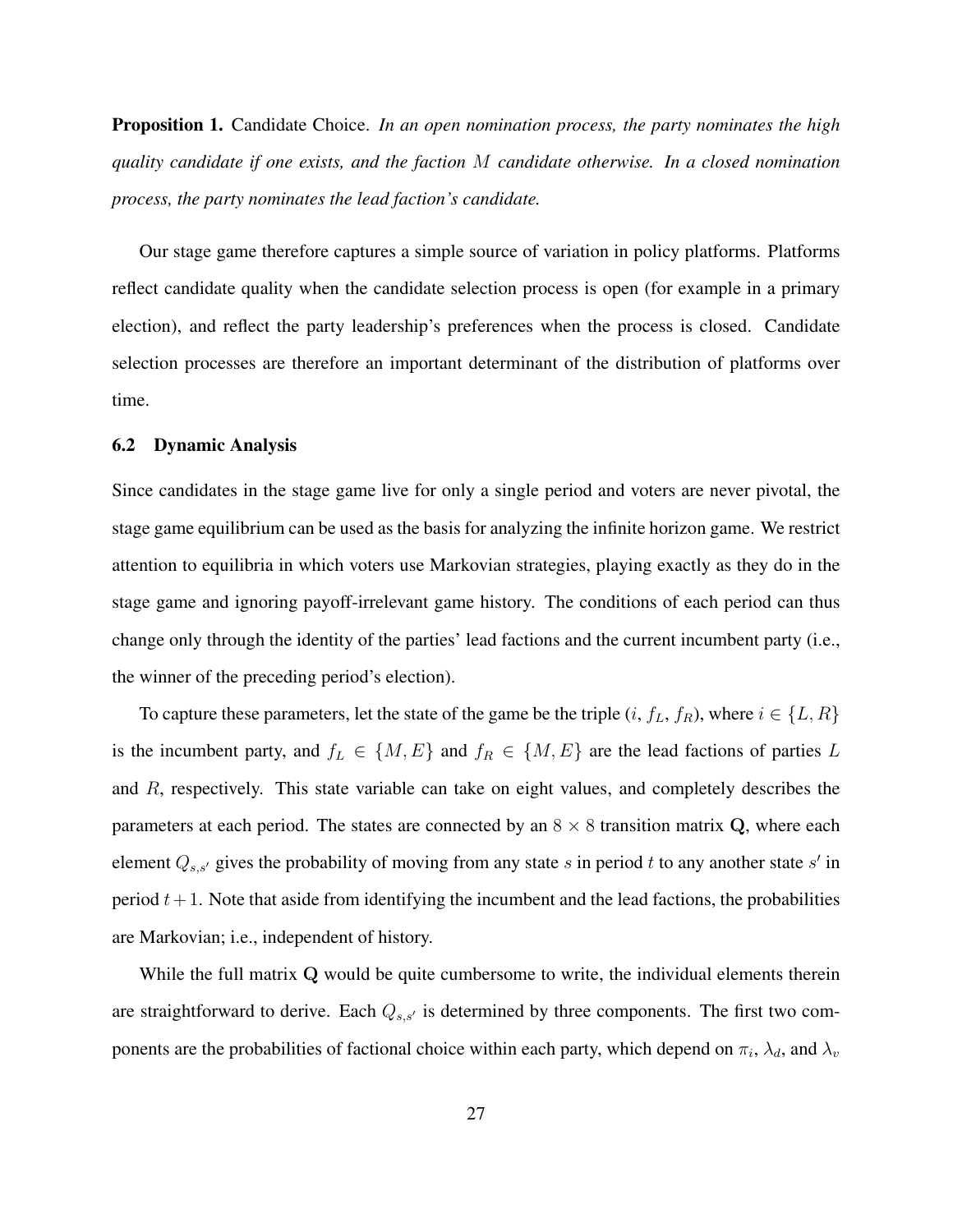**Proposition 1.** Candidate Choice. *In an open nomination process, the party nominates the high quality candidate if one exists, and the faction $M$ candidate otherwise. In a closed nomination process, the party nominates the lead faction's candidate.*

Our stage game therefore captures a simple source of variation in policy platforms. Platforms reflect candidate quality when the candidate selection process is open (for example in a primary election), and reflect the party leadership's preferences when the process is closed. Candidate selection processes are therefore an important determinant of the distribution of platforms over time.

### 6.2 Dynamic Analysis

Since candidates in the stage game live for only a single period and voters are never pivotal, the stage game equilibrium can be used as the basis for analyzing the infinite horizon game. We restrict attention to equilibria in which voters use Markovian strategies, playing exactly as they do in the stage game and ignoring payoff-irrelevant game history. The conditions of each period can thus change only through the identity of the parties' lead factions and the current incumbent party (i.e., the winner of the preceding period's election).

To capture these parameters, let the state of the game be the triple $(i, f_L, f_R)$, where $i \in \{L, R\}$ is the incumbent party, and $f_L \in \{M, E\}$ and $f_R \in \{M, E\}$ are the lead factions of parties $L$ and $R$, respectively. This state variable can take on eight values, and completely describes the parameters at each period. The states are connected by an $8 \times 8$ transition matrix $\mathbf{Q}$, where each element $Q_{s,s'}$ gives the probability of moving from any state $s$ in period $t$ to any another state $s'$ in period $t+1$. Note that aside from identifying the incumbent and the lead factions, the probabilities are Markovian; i.e., independent of history.

While the full matrix $\mathbf{Q}$ would be quite cumbersome to write, the individual elements therein are straightforward to derive. Each $Q_{s,s'}$ is determined by three components. The first two components are the probabilities of factional choice within each party, which depend on $\pi_i$, $\lambda_d$, and $\lambda_v$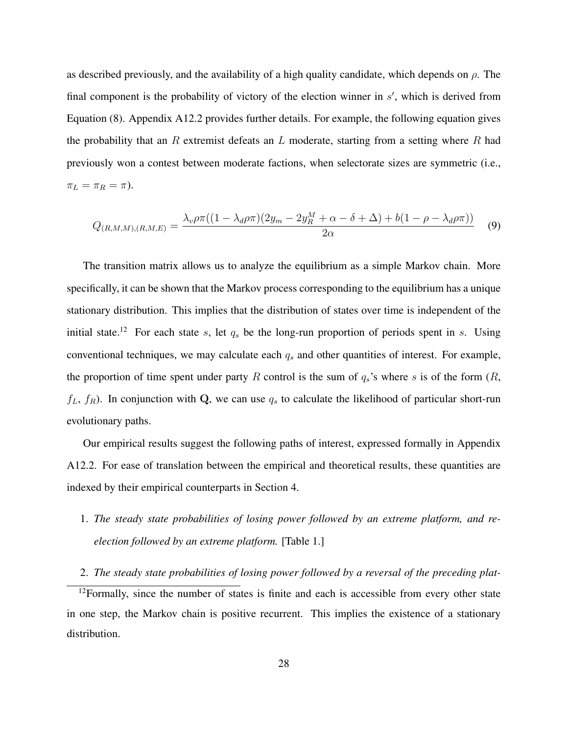as described previously, and the availability of a high quality candidate, which depends on $\rho$. The final component is the probability of victory of the election winner in $s'$, which is derived from Equation (8). Appendix A12.2 provides further details. For example, the following equation gives the probability that an $R$ extremist defeats an $L$ moderate, starting from a setting where $R$ had previously won a contest between moderate factions, when selectorate sizes are symmetric (i.e., $\pi_L = \pi_R = \pi$).

$$Q_{(R,M,M),(R,M,E)} = \frac{\lambda_v \rho \pi((1 - \lambda_d \rho \pi)(2y_m - 2y_R^M + \alpha - \delta + \Delta) + b(1 - \rho - \lambda_d \rho \pi))}{2\alpha} \quad (9)$$

The transition matrix allows us to analyze the equilibrium as a simple Markov chain. More specifically, it can be shown that the Markov process corresponding to the equilibrium has a unique stationary distribution. This implies that the distribution of states over time is independent of the initial state.[12] For each state $s$, let $q_s$ be the long-run proportion of periods spent in $s$. Using conventional techniques, we may calculate each $q_s$ and other quantities of interest. For example, the proportion of time spent under party $R$ control is the sum of $q_s$'s where $s$ is of the form ($R$, $f_L$, $f_R$). In conjunction with $\mathbf{Q}$, we can use $q_s$ to calculate the likelihood of particular short-run evolutionary paths.

Our empirical results suggest the following paths of interest, expressed formally in Appendix A12.2. For ease of translation between the empirical and theoretical results, these quantities are indexed by their empirical counterparts in Section 4.

1. *The steady state probabilities of losing power followed by an extreme platform, and re-election followed by an extreme platform.* [Table 1.]

2. *The steady state probabilities of losing power followed by a reversal of the preceding plat-*

[12]Formally, since the number of states is finite and each is accessible from every other state in one step, the Markov chain is positive recurrent. This implies the existence of a stationary distribution.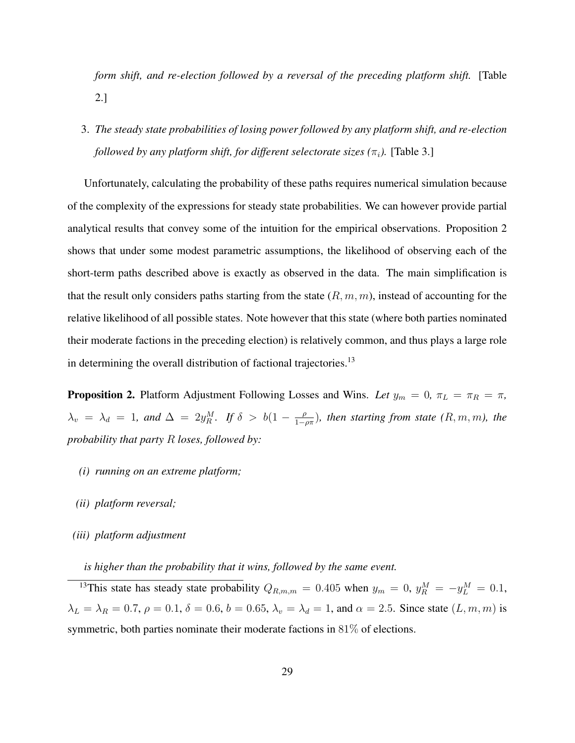*form shift, and re-election followed by a reversal of the preceding platform shift.* [Table 2.]

3. *The steady state probabilities of losing power followed by any platform shift, and re-election followed by any platform shift, for different selectorate sizes ($\pi_i$).* [Table 3.]

Unfortunately, calculating the probability of these paths requires numerical simulation because of the complexity of the expressions for steady state probabilities. We can however provide partial analytical results that convey some of the intuition for the empirical observations. Proposition 2 shows that under some modest parametric assumptions, the likelihood of observing each of the short-term paths described above is exactly as observed in the data. The main simplification is that the result only considers paths starting from the state $(R, m, m)$, instead of accounting for the relative likelihood of all possible states. Note however that this state (where both parties nominated their moderate factions in the preceding election) is relatively common, and thus plays a large role in determining the overall distribution of factional trajectories.[13]

**Proposition 2.** Platform Adjustment Following Losses and Wins. *Let $y_m = 0$, $\pi_L = \pi_R = \pi$, $\lambda_v = \lambda_d = 1$, and $\Delta = 2y_R^M$. If $\delta > b(1 - \frac{\rho}{1-\rho\pi})$, then starting from state $(R, m, m)$, the probability that party $R$ loses, followed by:*

*(i) running on an extreme platform;*

*(ii) platform reversal;*

*(iii) platform adjustment*

*is higher than the probability that it wins, followed by the same event.*

[13] This state has steady state probability $Q_{R,m,m} = 0.405$ when $y_m = 0$, $y_R^M = -y_L^M = 0.1$, $\lambda_L = \lambda_R = 0.7$, $\rho = 0.1$, $\delta = 0.6$, $b = 0.65$, $\lambda_v = \lambda_d = 1$, and $\alpha = 2.5$. Since state $(L, m, m)$ is symmetric, both parties nominate their moderate factions in $81\%$ of elections.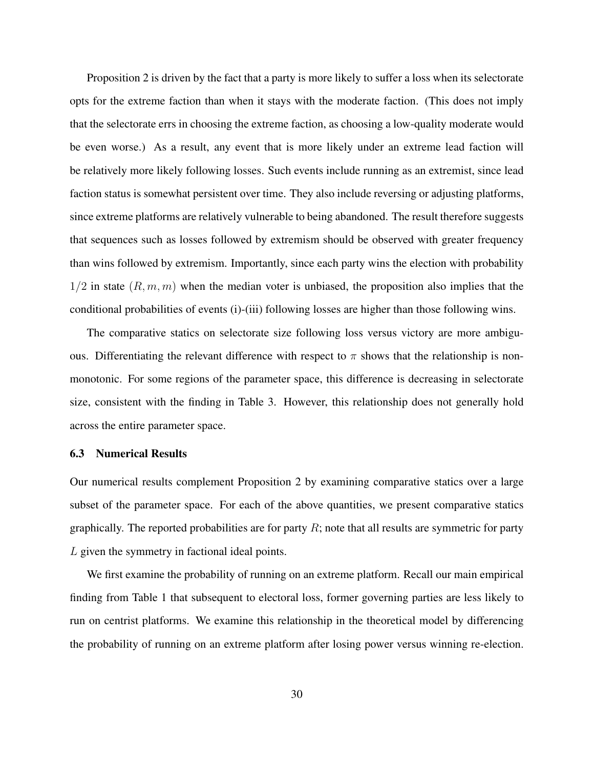Proposition 2 is driven by the fact that a party is more likely to suffer a loss when its selectorate opts for the extreme faction than when it stays with the moderate faction. (This does not imply that the selectorate errs in choosing the extreme faction, as choosing a low-quality moderate would be even worse.) As a result, any event that is more likely under an extreme lead faction will be relatively more likely following losses. Such events include running as an extremist, since lead faction status is somewhat persistent over time. They also include reversing or adjusting platforms, since extreme platforms are relatively vulnerable to being abandoned. The result therefore suggests that sequences such as losses followed by extremism should be observed with greater frequency than wins followed by extremism. Importantly, since each party wins the election with probability $1/2$ in state $(R, m, m)$ when the median voter is unbiased, the proposition also implies that the conditional probabilities of events (i)-(iii) following losses are higher than those following wins.

The comparative statics on selectorate size following loss versus victory are more ambiguous. Differentiating the relevant difference with respect to $\pi$ shows that the relationship is non-monotonic. For some regions of the parameter space, this difference is decreasing in selectorate size, consistent with the finding in Table 3. However, this relationship does not generally hold across the entire parameter space.

### 6.3 Numerical Results

Our numerical results complement Proposition 2 by examining comparative statics over a large subset of the parameter space. For each of the above quantities, we present comparative statics graphically. The reported probabilities are for party $R$; note that all results are symmetric for party $L$ given the symmetry in factional ideal points.

We first examine the probability of running on an extreme platform. Recall our main empirical finding from Table 1 that subsequent to electoral loss, former governing parties are less likely to run on centrist platforms. We examine this relationship in the theoretical model by differencing the probability of running on an extreme platform after losing power versus winning re-election.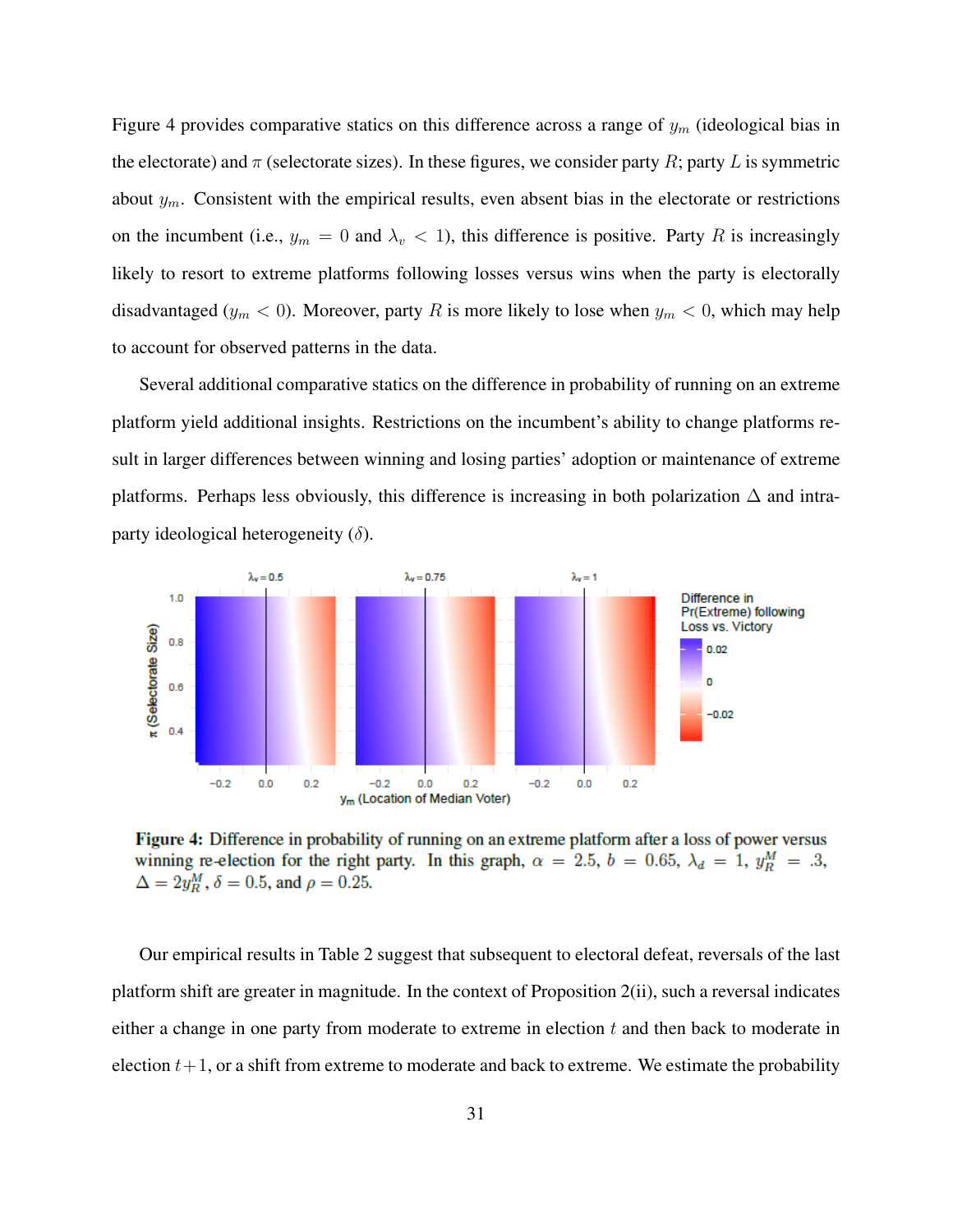Figure 4 provides comparative statics on this difference across a range of $y_m$ (ideological bias in the electorate) and $\pi$ (selectorate sizes). In these figures, we consider party $R$; party $L$ is symmetric about $y_m$. Consistent with the empirical results, even absent bias in the electorate or restrictions on the incumbent (i.e., $y_m = 0$ and $\lambda_v < 1$), this difference is positive. Party $R$ is increasingly likely to resort to extreme platforms following losses versus wins when the party is electorally disadvantaged ($y_m < 0$). Moreover, party $R$ is more likely to lose when $y_m < 0$, which may help to account for observed patterns in the data.

Several additional comparative statics on the difference in probability of running on an extreme platform yield additional insights. Restrictions on the incumbent's ability to change platforms result in larger differences between winning and losing parties' adoption or maintenance of extreme platforms. Perhaps less obviously, this difference is increasing in both polarization $\Delta$ and intra-party ideological heterogeneity ($\delta$).

**Figure 4:** Difference in probability of running on an extreme platform after a loss of power versus winning re-election for the right party. In this graph, $\alpha = 2.5$, $b = 0.65$, $\lambda_d = 1$, $y_R^M = .3$, $\Delta = 2y_R^M$, $\delta = 0.5$, and $\rho = 0.25$.

Our empirical results in Table 2 suggest that subsequent to electoral defeat, reversals of the last platform shift are greater in magnitude. In the context of Proposition 2(ii), such a reversal indicates either a change in one party from moderate to extreme in election $t$ and then back to moderate in election $t+1$, or a shift from extreme to moderate and back to extreme. We estimate the probability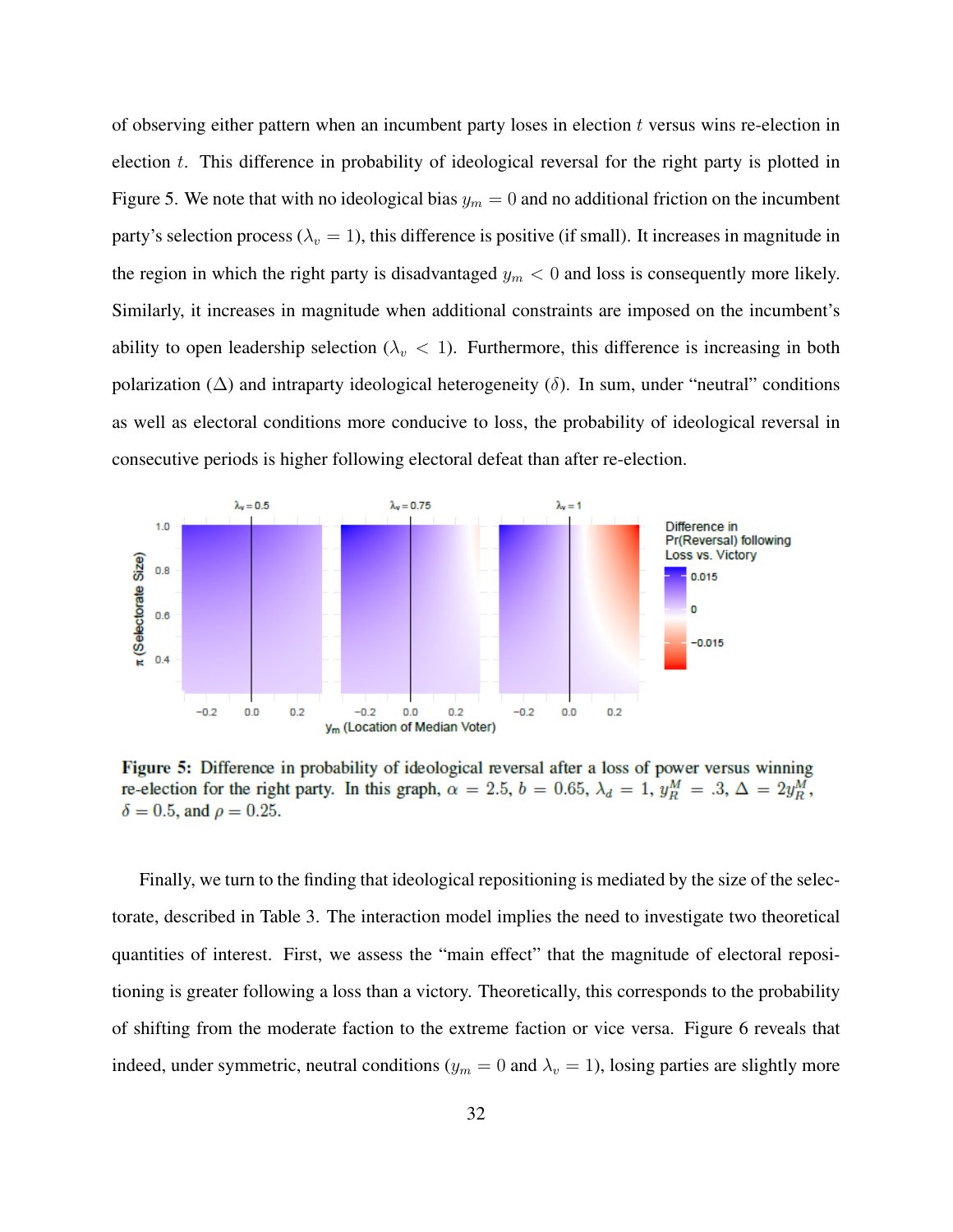of observing either pattern when an incumbent party loses in election $t$ versus wins re-election in election $t$. This difference in probability of ideological reversal for the right party is plotted in Figure 5. We note that with no ideological bias $y_m = 0$ and no additional friction on the incumbent party's selection process ($\lambda_v = 1$), this difference is positive (if small). It increases in magnitude in the region in which the right party is disadvantaged $y_m < 0$ and loss is consequently more likely. Similarly, it increases in magnitude when additional constraints are imposed on the incumbent's ability to open leadership selection ($\lambda_v < 1$). Furthermore, this difference is increasing in both polarization ($\Delta$) and intraparty ideological heterogeneity ($\delta$). In sum, under "neutral" conditions as well as electoral conditions more conducive to loss, the probability of ideological reversal in consecutive periods is higher following electoral defeat than after re-election.

**Figure 5:** Difference in probability of ideological reversal after a loss of power versus winning re-election for the right party. In this graph, $\alpha = 2.5$, $b = 0.65$, $\lambda_d = 1$, $y_R^M = .3$, $\Delta = 2y_R^M$, $\delta = 0.5$, and $\rho = 0.25$.

Finally, we turn to the finding that ideological repositioning is mediated by the size of the selectorate, described in Table 3. The interaction model implies the need to investigate two theoretical quantities of interest. First, we assess the "main effect" that the magnitude of electoral repositioning is greater following a loss than a victory. Theoretically, this corresponds to the probability of shifting from the moderate faction to the extreme faction or vice versa. Figure 6 reveals that indeed, under symmetric, neutral conditions ($y_m = 0$ and $\lambda_v = 1$), losing parties are slightly more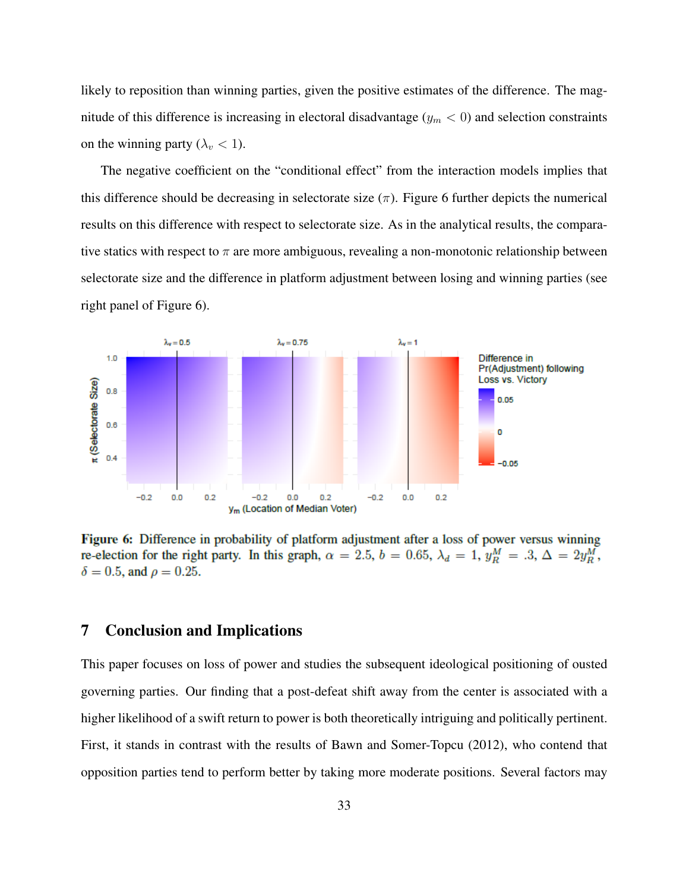likely to reposition than winning parties, given the positive estimates of the difference. The magnitude of this difference is increasing in electoral disadvantage ($y_m < 0$) and selection constraints on the winning party ($\lambda_v < 1$).

The negative coefficient on the "conditional effect" from the interaction models implies that this difference should be decreasing in selectorate size ($\pi$). Figure 6 further depicts the numerical results on this difference with respect to selectorate size. As in the analytical results, the comparative statics with respect to $\pi$ are more ambiguous, revealing a non-monotonic relationship between selectorate size and the difference in platform adjustment between losing and winning parties (see right panel of Figure 6).

**Figure 6:** Difference in probability of platform adjustment after a loss of power versus winning re-election for the right party. In this graph, $\alpha = 2.5$, $b = 0.65$, $\lambda_d = 1$, $y_R^M = .3$, $\Delta = 2y_R^M$, $\delta = 0.5$, and $\rho = 0.25$.

## 7 Conclusion and Implications

This paper focuses on loss of power and studies the subsequent ideological positioning of ousted governing parties. Our finding that a post-defeat shift away from the center is associated with a higher likelihood of a swift return to power is both theoretically intriguing and politically pertinent. First, it stands in contrast with the results of Bawn and Somer-Topcu (2012), who contend that opposition parties tend to perform better by taking more moderate positions. Several factors may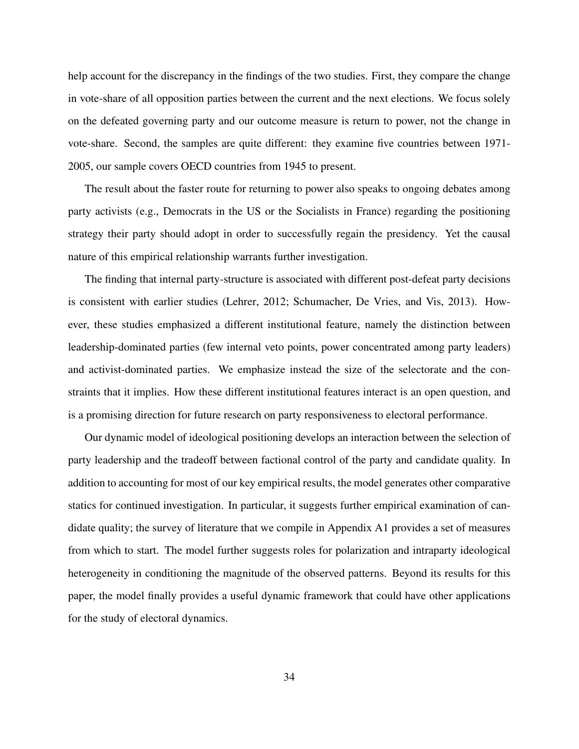help account for the discrepancy in the findings of the two studies. First, they compare the change in vote-share of all opposition parties between the current and the next elections. We focus solely on the defeated governing party and our outcome measure is return to power, not the change in vote-share. Second, the samples are quite different: they examine five countries between 1971-2005, our sample covers OECD countries from 1945 to present.

The result about the faster route for returning to power also speaks to ongoing debates among party activists (e.g., Democrats in the US or the Socialists in France) regarding the positioning strategy their party should adopt in order to successfully regain the presidency. Yet the causal nature of this empirical relationship warrants further investigation.

The finding that internal party-structure is associated with different post-defeat party decisions is consistent with earlier studies (Lehrer, 2012; Schumacher, De Vries, and Vis, 2013). However, these studies emphasized a different institutional feature, namely the distinction between leadership-dominated parties (few internal veto points, power concentrated among party leaders) and activist-dominated parties. We emphasize instead the size of the selectorate and the constraints that it implies. How these different institutional features interact is an open question, and is a promising direction for future research on party responsiveness to electoral performance.

Our dynamic model of ideological positioning develops an interaction between the selection of party leadership and the tradeoff between factional control of the party and candidate quality. In addition to accounting for most of our key empirical results, the model generates other comparative statics for continued investigation. In particular, it suggests further empirical examination of candidate quality; the survey of literature that we compile in Appendix A1 provides a set of measures from which to start. The model further suggests roles for polarization and intraparty ideological heterogeneity in conditioning the magnitude of the observed patterns. Beyond its results for this paper, the model finally provides a useful dynamic framework that could have other applications for the study of electoral dynamics.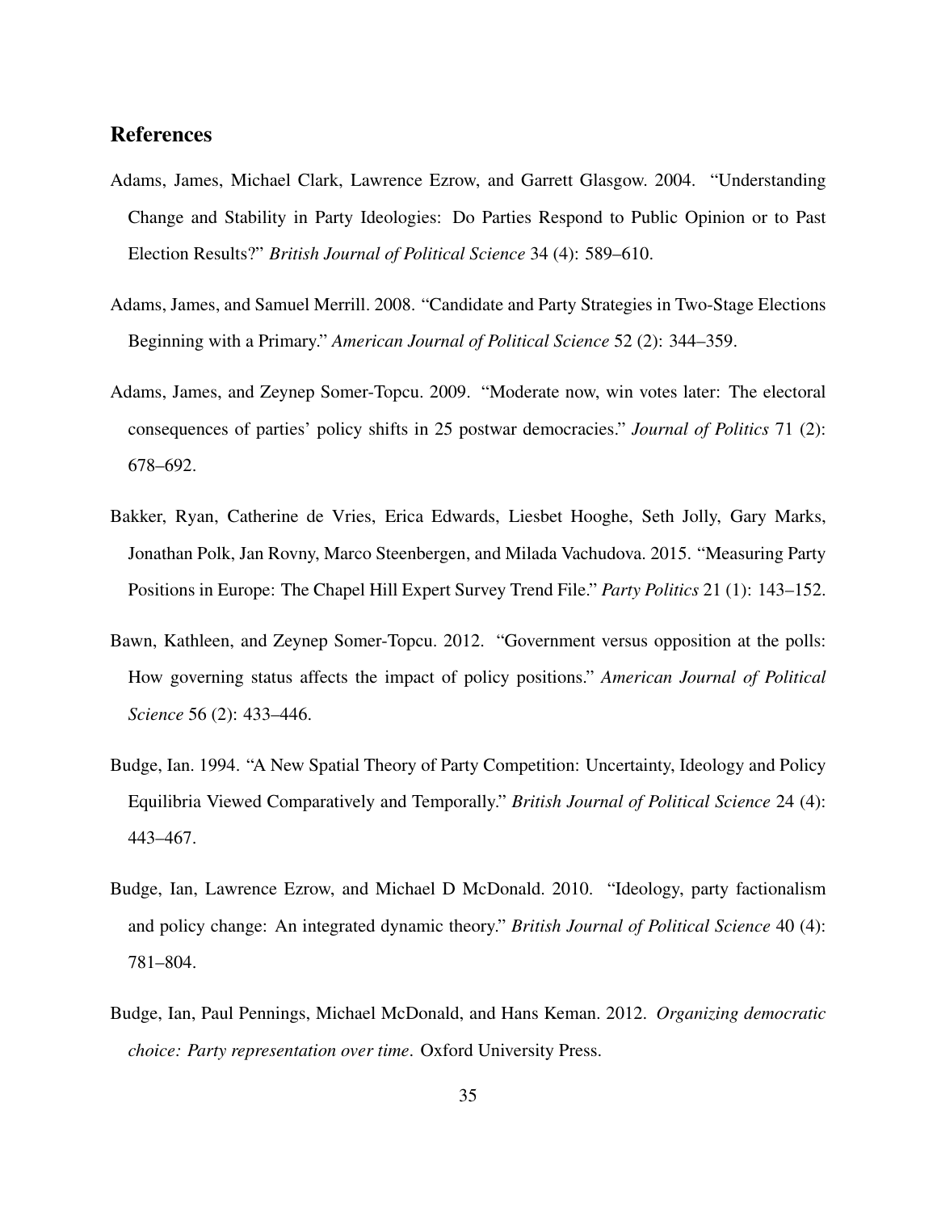## References

Adams, James, Michael Clark, Lawrence Ezrow, and Garrett Glasgow. 2004. "Understanding Change and Stability in Party Ideologies: Do Parties Respond to Public Opinion or to Past Election Results?" *British Journal of Political Science* 34 (4): 589–610.

Adams, James, and Samuel Merrill. 2008. "Candidate and Party Strategies in Two-Stage Elections Beginning with a Primary." *American Journal of Political Science* 52 (2): 344–359.

Adams, James, and Zeynep Somer-Topcu. 2009. "Moderate now, win votes later: The electoral consequences of parties' policy shifts in 25 postwar democracies." *Journal of Politics* 71 (2): 678–692.

Bakker, Ryan, Catherine de Vries, Erica Edwards, Liesbet Hooghe, Seth Jolly, Gary Marks, Jonathan Polk, Jan Rovny, Marco Steenbergen, and Milada Vachudova. 2015. "Measuring Party Positions in Europe: The Chapel Hill Expert Survey Trend File." *Party Politics* 21 (1): 143–152.

Bawn, Kathleen, and Zeynep Somer-Topcu. 2012. "Government versus opposition at the polls: How governing status affects the impact of policy positions." *American Journal of Political Science* 56 (2): 433–446.

Budge, Ian. 1994. "A New Spatial Theory of Party Competition: Uncertainty, Ideology and Policy Equilibria Viewed Comparatively and Temporally." *British Journal of Political Science* 24 (4): 443–467.

Budge, Ian, Lawrence Ezrow, and Michael D McDonald. 2010. "Ideology, party factionalism and policy change: An integrated dynamic theory." *British Journal of Political Science* 40 (4): 781–804.

Budge, Ian, Paul Pennings, Michael McDonald, and Hans Keman. 2012. *Organizing democratic choice: Party representation over time*. Oxford University Press.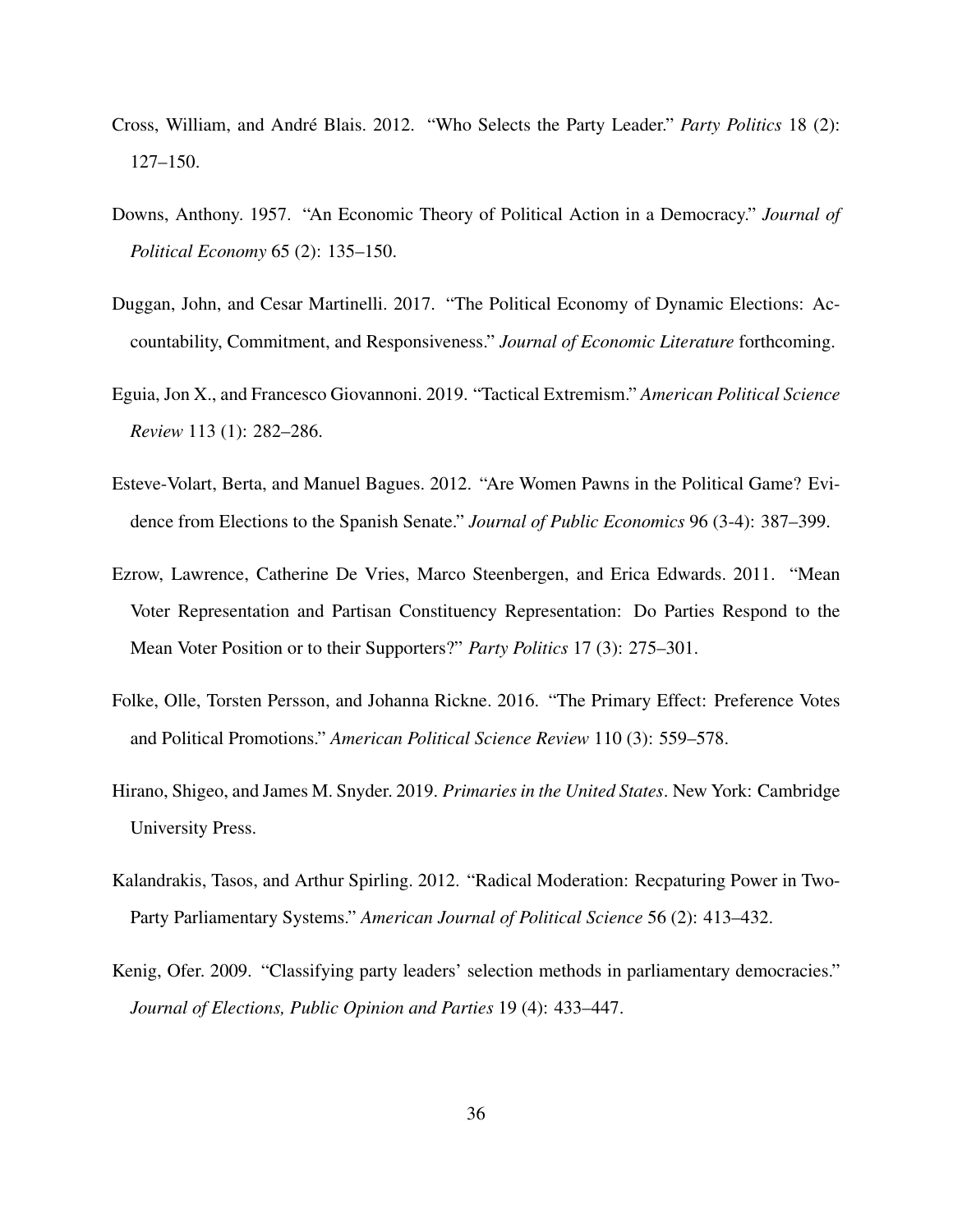Cross, William, and André Blais. 2012. "Who Selects the Party Leader." *Party Politics* 18 (2): 127–150.

Downs, Anthony. 1957. "An Economic Theory of Political Action in a Democracy." *Journal of Political Economy* 65 (2): 135–150.

Duggan, John, and Cesar Martinelli. 2017. "The Political Economy of Dynamic Elections: Accountability, Commitment, and Responsiveness." *Journal of Economic Literature* forthcoming.

Eguia, Jon X., and Francesco Giovannoni. 2019. "Tactical Extremism." *American Political Science Review* 113 (1): 282–286.

Esteve-Volart, Berta, and Manuel Bagues. 2012. "Are Women Pawns in the Political Game? Evidence from Elections to the Spanish Senate." *Journal of Public Economics* 96 (3-4): 387–399.

Ezrow, Lawrence, Catherine De Vries, Marco Steenbergen, and Erica Edwards. 2011. "Mean Voter Representation and Partisan Constituency Representation: Do Parties Respond to the Mean Voter Position or to their Supporters?" *Party Politics* 17 (3): 275–301.

Folke, Olle, Torsten Persson, and Johanna Rickne. 2016. "The Primary Effect: Preference Votes and Political Promotions." *American Political Science Review* 110 (3): 559–578.

Hirano, Shigeo, and James M. Snyder. 2019. *Primaries in the United States*. New York: Cambridge University Press.

Kalandrakis, Tasos, and Arthur Spirling. 2012. "Radical Moderation: Recpaturing Power in Two-Party Parliamentary Systems." *American Journal of Political Science* 56 (2): 413–432.

Kenig, Ofer. 2009. "Classifying party leaders' selection methods in parliamentary democracies." *Journal of Elections, Public Opinion and Parties* 19 (4): 433–447.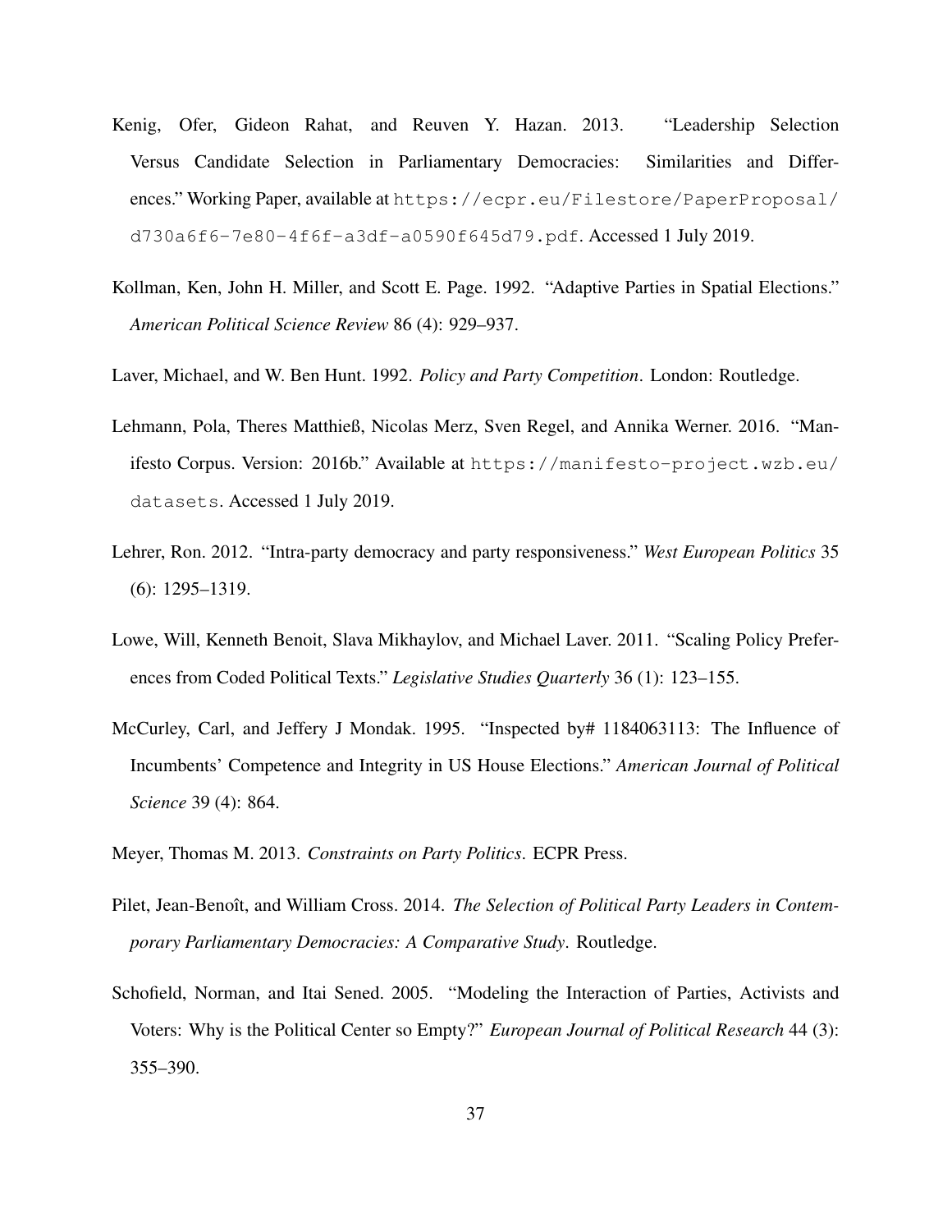Kenig, Ofer, Gideon Rahat, and Reuven Y. Hazan. 2013. "Leadership Selection Versus Candidate Selection in Parliamentary Democracies: Similarities and Differences." Working Paper, available at https://ecpr.eu/Filestore/PaperProposal/d730a6f6-7e80-4f6f-a3df-a0590f645d79.pdf. Accessed 1 July 2019.

Kollman, Ken, John H. Miller, and Scott E. Page. 1992. "Adaptive Parties in Spatial Elections." *American Political Science Review* 86 (4): 929–937.

Laver, Michael, and W. Ben Hunt. 1992. *Policy and Party Competition*. London: Routledge.

Lehmann, Pola, Theres Matthieß, Nicolas Merz, Sven Regel, and Annika Werner. 2016. "Manifesto Corpus. Version: 2016b." Available at https://manifesto-project.wzb.eu/datasets. Accessed 1 July 2019.

Lehrer, Ron. 2012. "Intra-party democracy and party responsiveness." *West European Politics* 35 (6): 1295–1319.

Lowe, Will, Kenneth Benoit, Slava Mikhaylov, and Michael Laver. 2011. "Scaling Policy Preferences from Coded Political Texts." *Legislative Studies Quarterly* 36 (1): 123–155.

McCurley, Carl, and Jeffery J Mondak. 1995. "Inspected by# 1184063113: The Influence of Incumbents' Competence and Integrity in US House Elections." *American Journal of Political Science* 39 (4): 864.

Meyer, Thomas M. 2013. *Constraints on Party Politics*. ECPR Press.

Pilet, Jean-Benoît, and William Cross. 2014. *The Selection of Political Party Leaders in Contemporary Parliamentary Democracies: A Comparative Study*. Routledge.

Schofield, Norman, and Itai Sened. 2005. "Modeling the Interaction of Parties, Activists and Voters: Why is the Political Center so Empty?" *European Journal of Political Research* 44 (3): 355–390.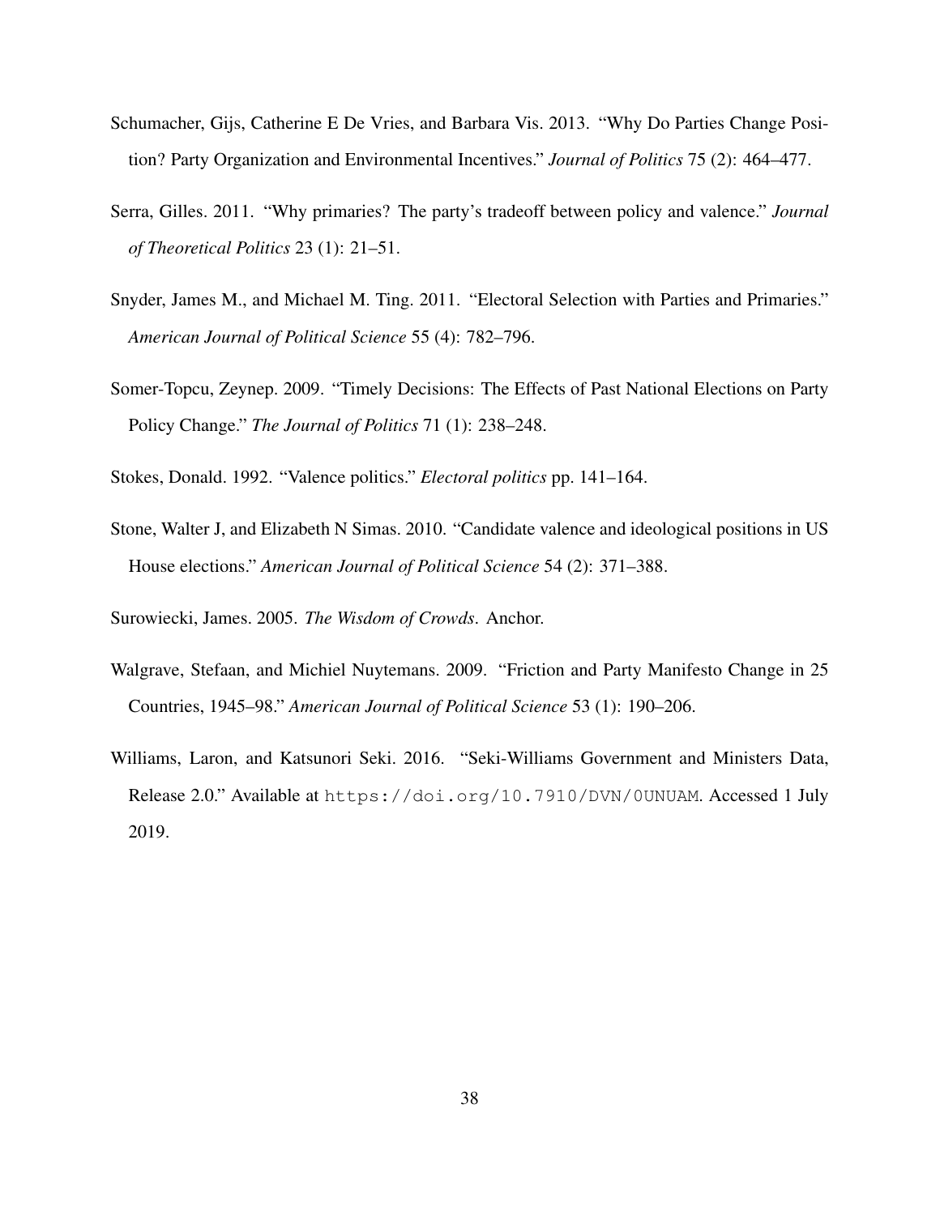Schumacher, Gijs, Catherine E De Vries, and Barbara Vis. 2013. "Why Do Parties Change Position? Party Organization and Environmental Incentives." *Journal of Politics* 75 (2): 464–477.

Serra, Gilles. 2011. "Why primaries? The party's tradeoff between policy and valence." *Journal of Theoretical Politics* 23 (1): 21–51.

Snyder, James M., and Michael M. Ting. 2011. "Electoral Selection with Parties and Primaries." *American Journal of Political Science* 55 (4): 782–796.

Somer-Topcu, Zeynep. 2009. "Timely Decisions: The Effects of Past National Elections on Party Policy Change." *The Journal of Politics* 71 (1): 238–248.

Stokes, Donald. 1992. "Valence politics." *Electoral politics* pp. 141–164.

Stone, Walter J, and Elizabeth N Simas. 2010. "Candidate valence and ideological positions in US House elections." *American Journal of Political Science* 54 (2): 371–388.

Surowiecki, James. 2005. *The Wisdom of Crowds*. Anchor.

Walgrave, Stefaan, and Michiel Nuytemans. 2009. "Friction and Party Manifesto Change in 25 Countries, 1945–98." *American Journal of Political Science* 53 (1): 190–206.

Williams, Laron, and Katsunori Seki. 2016. "Seki-Williams Government and Ministers Data, Release 2.0." Available at `https://doi.org/10.7910/DVN/0UNUAM`. Accessed 1 July 2019.